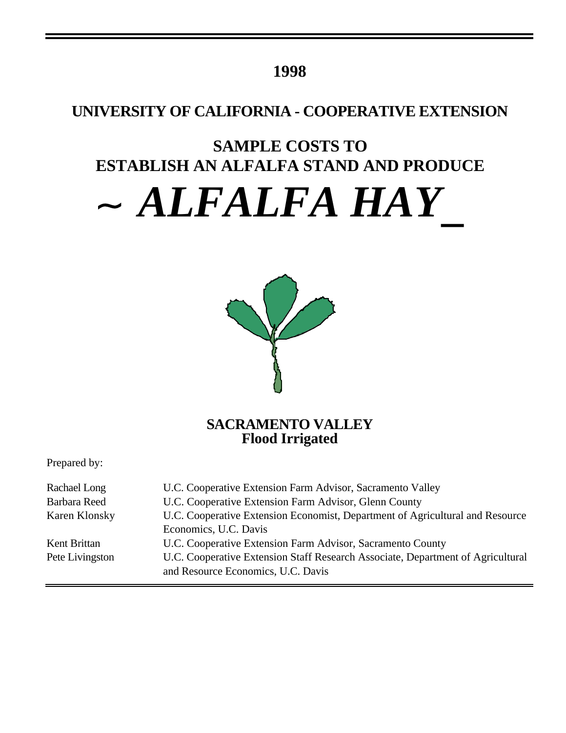**1998**

## UNIVERSITY OF CALIFORNIA - COOPERATIVE EXTENSION

# SAMPLE COSTS TO ESTABLISH AN ALFALFA STAND AND PRODUCE

# *~ ALFALFA HAY_*

**SACRAMENTO VALLEY**
**Flood Irrigated**

Prepared by:

| | |
|---|---|
| Rachael Long | U.C. Cooperative Extension Farm Advisor, Sacramento Valley |
| Barbara Reed | U.C. Cooperative Extension Farm Advisor, Glenn County |
| Karen Klonsky | U.C. Cooperative Extension Economist, Department of Agricultural and Resource Economics, U.C. Davis |
| Kent Brittan | U.C. Cooperative Extension Farm Advisor, Sacramento County |
| Pete Livingston | U.C. Cooperative Extension Staff Research Associate, Department of Agricultural and Resource Economics, U.C. Davis |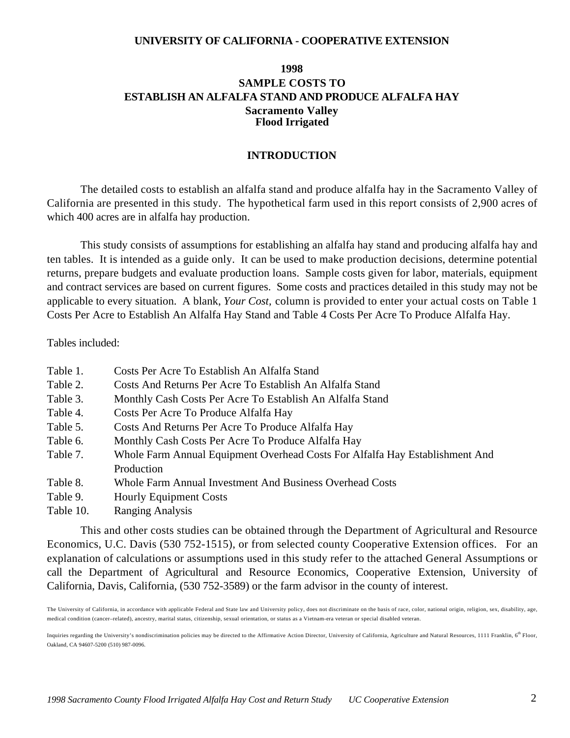**UNIVERSITY OF CALIFORNIA - COOPERATIVE EXTENSION**

# 1998
# SAMPLE COSTS TO
# ESTABLISH AN ALFALFA STAND AND PRODUCE ALFALFA HAY
## Sacramento Valley
## Flood Irrigated

## INTRODUCTION

The detailed costs to establish an alfalfa stand and produce alfalfa hay in the Sacramento Valley of California are presented in this study. The hypothetical farm used in this report consists of 2,900 acres of which 400 acres are in alfalfa hay production.

This study consists of assumptions for establishing an alfalfa hay stand and producing alfalfa hay and ten tables. It is intended as a guide only. It can be used to make production decisions, determine potential returns, prepare budgets and evaluate production loans. Sample costs given for labor, materials, equipment and contract services are based on current figures. Some costs and practices detailed in this study may not be applicable to every situation. A blank, *Your Cost,* column is provided to enter your actual costs on Table 1 Costs Per Acre to Establish An Alfalfa Hay Stand and Table 4 Costs Per Acre To Produce Alfalfa Hay.

Tables included:

- Table 1. Costs Per Acre To Establish An Alfalfa Stand
- Table 2. Costs And Returns Per Acre To Establish An Alfalfa Stand
- Table 3. Monthly Cash Costs Per Acre To Establish An Alfalfa Stand
- Table 4. Costs Per Acre To Produce Alfalfa Hay
- Table 5. Costs And Returns Per Acre To Produce Alfalfa Hay
- Table 6. Monthly Cash Costs Per Acre To Produce Alfalfa Hay
- Table 7. Whole Farm Annual Equipment Overhead Costs For Alfalfa Hay Establishment And Production
- Table 8. Whole Farm Annual Investment And Business Overhead Costs
- Table 9. Hourly Equipment Costs
- Table 10. Ranging Analysis

This and other costs studies can be obtained through the Department of Agricultural and Resource Economics, U.C. Davis (530 752-1515), or from selected county Cooperative Extension offices. For an explanation of calculations or assumptions used in this study refer to the attached General Assumptions or call the Department of Agricultural and Resource Economics, Cooperative Extension, University of California, Davis, California, (530 752-3589) or the farm advisor in the county of interest.

The University of California, in accordance with applicable Federal and State law and University policy, does not discriminate on the basis of race, color, national origin, religion, sex, disability, age, medical condition (cancer–related), ancestry, marital status, citizenship, sexual orientation, or status as a Vietnam-era veteran or special disabled veteran.

Inquiries regarding the University's nondiscrimination policies may be directed to the Affirmative Action Director, University of California, Agriculture and Natural Resources, 1111 Franklin, 6th Floor, Oakland, CA 94607-5200 (510) 987-0096.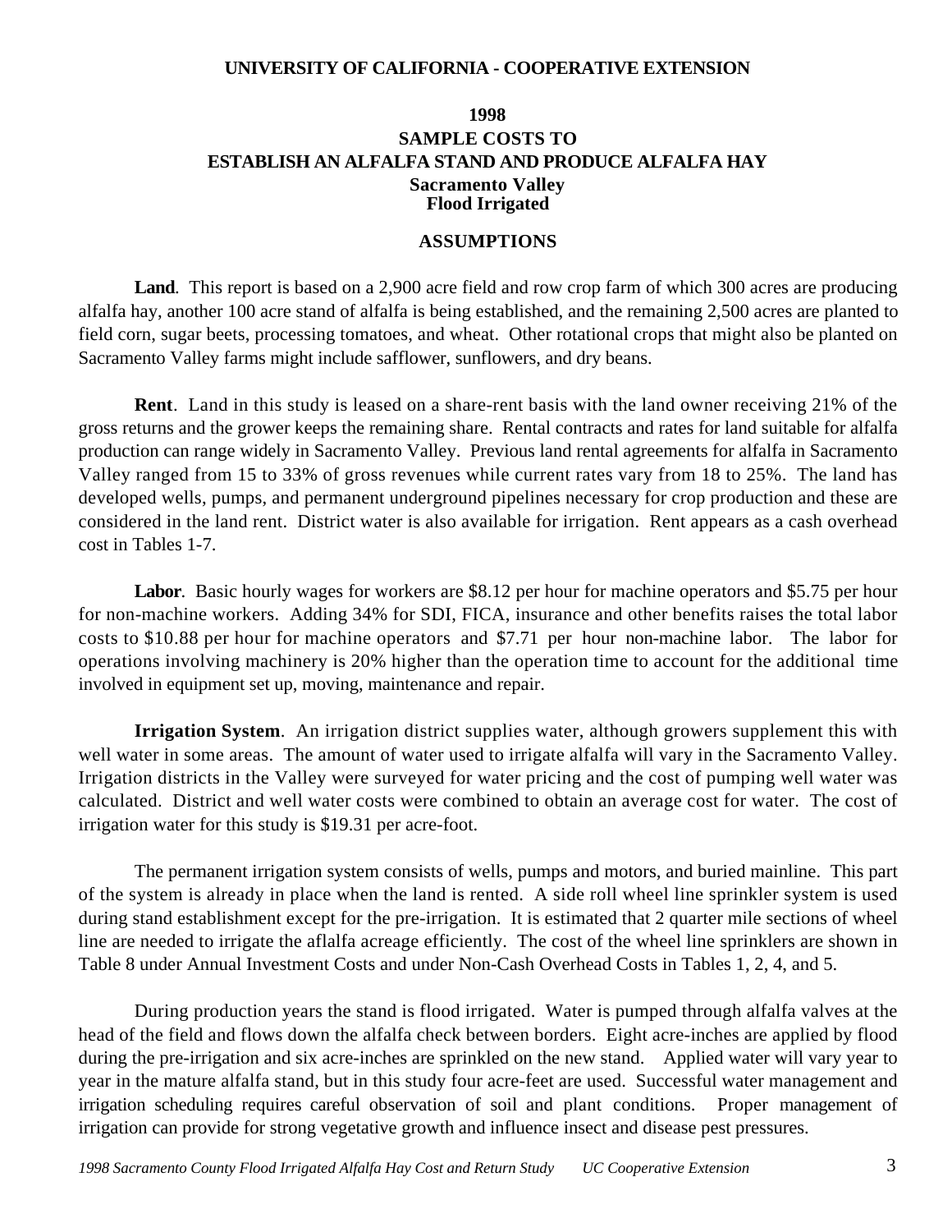**UNIVERSITY OF CALIFORNIA - COOPERATIVE EXTENSION**

# 1998
# SAMPLE COSTS TO
# ESTABLISH AN ALFALFA STAND AND PRODUCE ALFALFA HAY
## Sacramento Valley
## Flood Irrigated

## ASSUMPTIONS

**Land**. This report is based on a 2,900 acre field and row crop farm of which 300 acres are producing alfalfa hay, another 100 acre stand of alfalfa is being established, and the remaining 2,500 acres are planted to field corn, sugar beets, processing tomatoes, and wheat. Other rotational crops that might also be planted on Sacramento Valley farms might include safflower, sunflowers, and dry beans.

**Rent**. Land in this study is leased on a share-rent basis with the land owner receiving 21% of the gross returns and the grower keeps the remaining share. Rental contracts and rates for land suitable for alfalfa production can range widely in Sacramento Valley. Previous land rental agreements for alfalfa in Sacramento Valley ranged from 15 to 33% of gross revenues while current rates vary from 18 to 25%. The land has developed wells, pumps, and permanent underground pipelines necessary for crop production and these are considered in the land rent. District water is also available for irrigation. Rent appears as a cash overhead cost in Tables 1-7.

**Labor**. Basic hourly wages for workers are $8.12 per hour for machine operators and $5.75 per hour for non-machine workers. Adding 34% for SDI, FICA, insurance and other benefits raises the total labor costs to $10.88 per hour for machine operators and $7.71 per hour non-machine labor. The labor for operations involving machinery is 20% higher than the operation time to account for the additional time involved in equipment set up, moving, maintenance and repair.

**Irrigation System**. An irrigation district supplies water, although growers supplement this with well water in some areas. The amount of water used to irrigate alfalfa will vary in the Sacramento Valley. Irrigation districts in the Valley were surveyed for water pricing and the cost of pumping well water was calculated. District and well water costs were combined to obtain an average cost for water. The cost of irrigation water for this study is $19.31 per acre-foot.

The permanent irrigation system consists of wells, pumps and motors, and buried mainline. This part of the system is already in place when the land is rented. A side roll wheel line sprinkler system is used during stand establishment except for the pre-irrigation. It is estimated that 2 quarter mile sections of wheel line are needed to irrigate the aflalfa acreage efficiently. The cost of the wheel line sprinklers are shown in Table 8 under Annual Investment Costs and under Non-Cash Overhead Costs in Tables 1, 2, 4, and 5.

During production years the stand is flood irrigated. Water is pumped through alfalfa valves at the head of the field and flows down the alfalfa check between borders. Eight acre-inches are applied by flood during the pre-irrigation and six acre-inches are sprinkled on the new stand. Applied water will vary year to year in the mature alfalfa stand, but in this study four acre-feet are used. Successful water management and irrigation scheduling requires careful observation of soil and plant conditions. Proper management of irrigation can provide for strong vegetative growth and influence insect and disease pest pressures.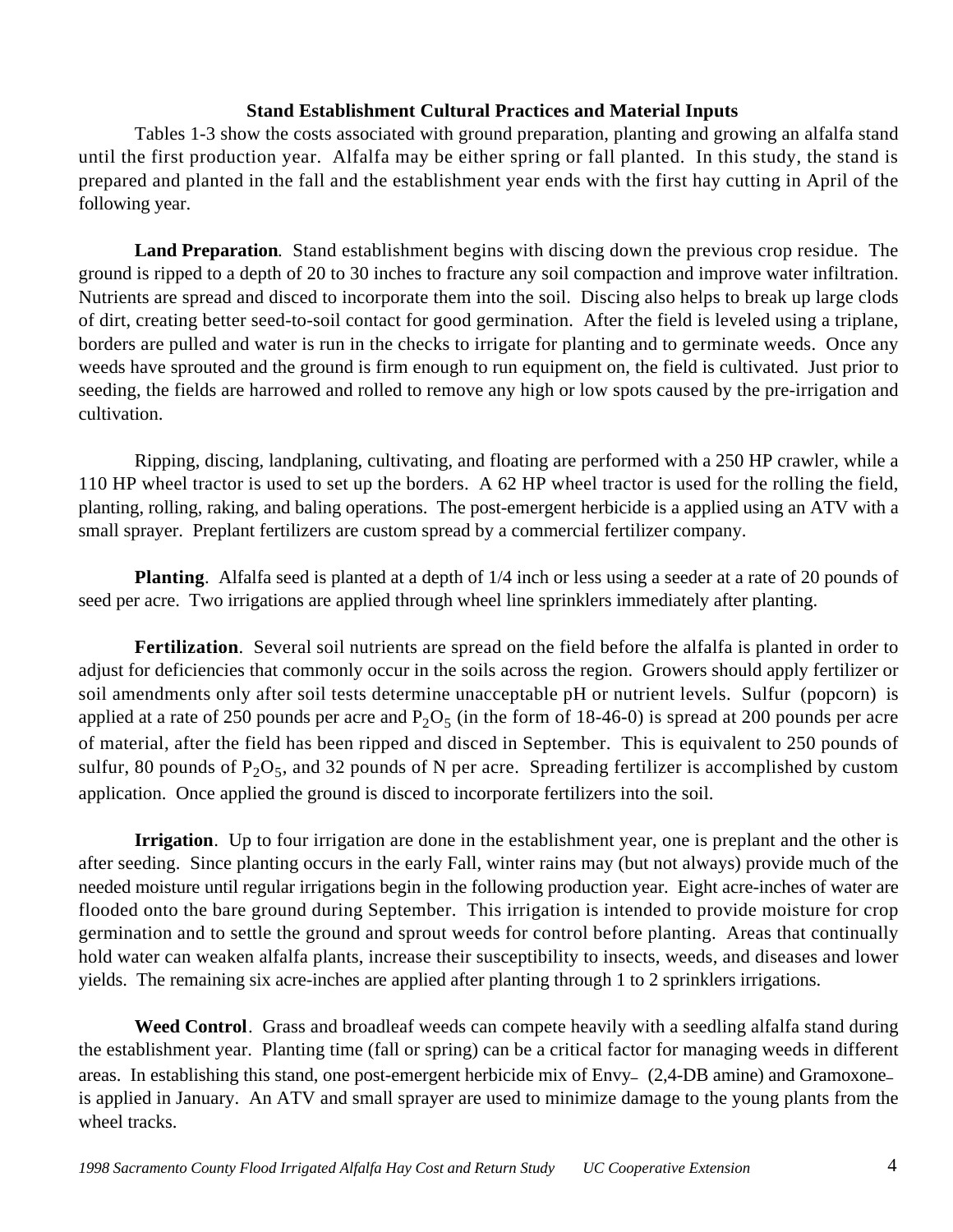### Stand Establishment Cultural Practices and Material Inputs

Tables 1-3 show the costs associated with ground preparation, planting and growing an alfalfa stand until the first production year. Alfalfa may be either spring or fall planted. In this study, the stand is prepared and planted in the fall and the establishment year ends with the first hay cutting in April of the following year.

**Land Preparation**. Stand establishment begins with discing down the previous crop residue. The ground is ripped to a depth of 20 to 30 inches to fracture any soil compaction and improve water infiltration. Nutrients are spread and disced to incorporate them into the soil. Discing also helps to break up large clods of dirt, creating better seed-to-soil contact for good germination. After the field is leveled using a triplane, borders are pulled and water is run in the checks to irrigate for planting and to germinate weeds. Once any weeds have sprouted and the ground is firm enough to run equipment on, the field is cultivated. Just prior to seeding, the fields are harrowed and rolled to remove any high or low spots caused by the pre-irrigation and cultivation.

Ripping, discing, landplaning, cultivating, and floating are performed with a 250 HP crawler, while a 110 HP wheel tractor is used to set up the borders. A 62 HP wheel tractor is used for the rolling the field, planting, rolling, raking, and baling operations. The post-emergent herbicide is a applied using an ATV with a small sprayer. Preplant fertilizers are custom spread by a commercial fertilizer company.

**Planting**. Alfalfa seed is planted at a depth of 1/4 inch or less using a seeder at a rate of 20 pounds of seed per acre. Two irrigations are applied through wheel line sprinklers immediately after planting.

**Fertilization**. Several soil nutrients are spread on the field before the alfalfa is planted in order to adjust for deficiencies that commonly occur in the soils across the region. Growers should apply fertilizer or soil amendments only after soil tests determine unacceptable pH or nutrient levels. Sulfur (popcorn) is applied at a rate of 250 pounds per acre and $P_2O_5$ (in the form of 18-46-0) is spread at 200 pounds per acre of material, after the field has been ripped and disced in September. This is equivalent to 250 pounds of sulfur, 80 pounds of $P_2O_5$, and 32 pounds of N per acre. Spreading fertilizer is accomplished by custom application. Once applied the ground is disced to incorporate fertilizers into the soil.

**Irrigation**. Up to four irrigation are done in the establishment year, one is preplant and the other is after seeding. Since planting occurs in the early Fall, winter rains may (but not always) provide much of the needed moisture until regular irrigations begin in the following production year. Eight acre-inches of water are flooded onto the bare ground during September. This irrigation is intended to provide moisture for crop germination and to settle the ground and sprout weeds for control before planting. Areas that continually hold water can weaken alfalfa plants, increase their susceptibility to insects, weeds, and diseases and lower yields. The remaining six acre-inches are applied after planting through 1 to 2 sprinklers irrigations.

**Weed Control**. Grass and broadleaf weeds can compete heavily with a seedling alfalfa stand during the establishment year. Planting time (fall or spring) can be a critical factor for managing weeds in different areas. In establishing this stand, one post-emergent herbicide mix of Envy (2,4-DB amine) and Gramoxone is applied in January. An ATV and small sprayer are used to minimize damage to the young plants from the wheel tracks.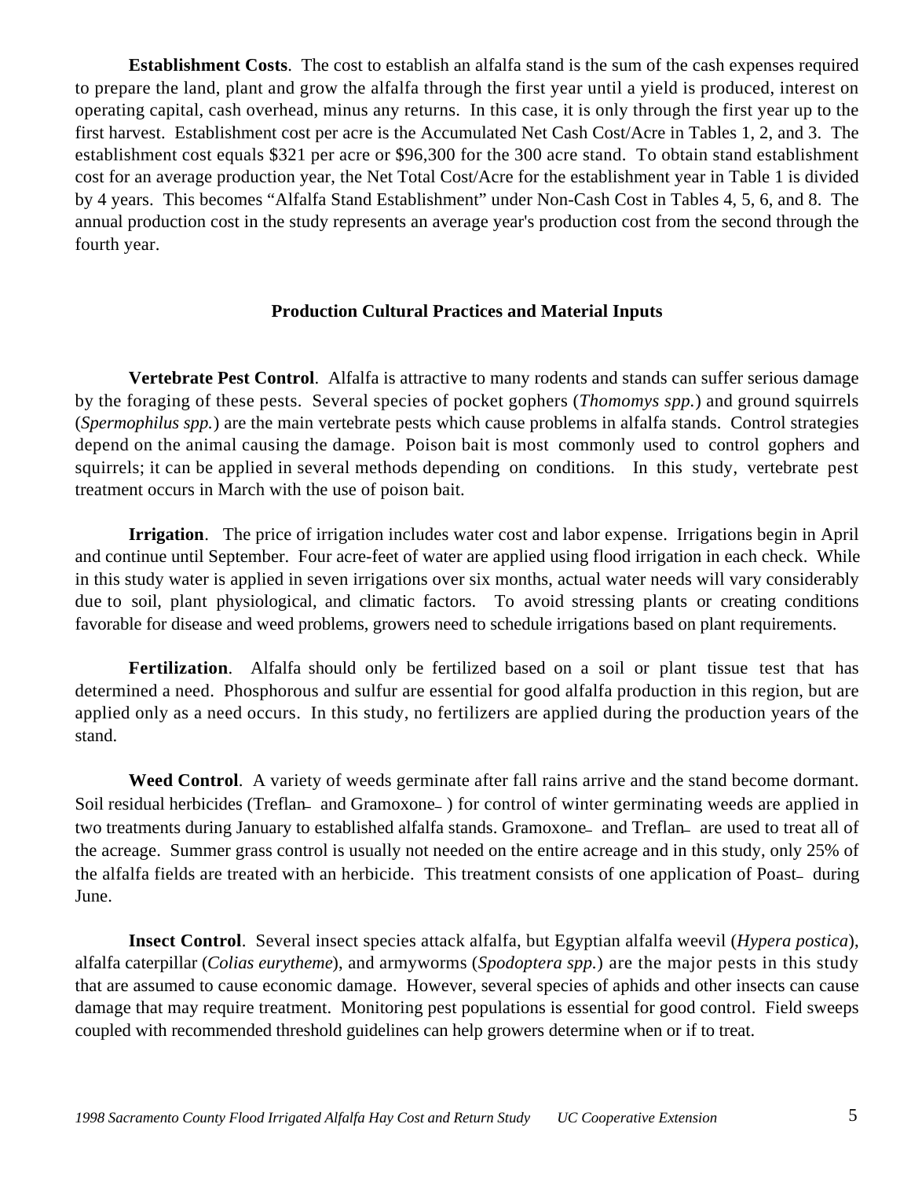**Establishment Costs**. The cost to establish an alfalfa stand is the sum of the cash expenses required to prepare the land, plant and grow the alfalfa through the first year until a yield is produced, interest on operating capital, cash overhead, minus any returns. In this case, it is only through the first year up to the first harvest. Establishment cost per acre is the Accumulated Net Cash Cost/Acre in Tables 1, 2, and 3. The establishment cost equals $321 per acre or $96,300 for the 300 acre stand. To obtain stand establishment cost for an average production year, the Net Total Cost/Acre for the establishment year in Table 1 is divided by 4 years. This becomes "Alfalfa Stand Establishment" under Non-Cash Cost in Tables 4, 5, 6, and 8. The annual production cost in the study represents an average year's production cost from the second through the fourth year.

## Production Cultural Practices and Material Inputs

**Vertebrate Pest Control**. Alfalfa is attractive to many rodents and stands can suffer serious damage by the foraging of these pests. Several species of pocket gophers (*Thomomys spp.*) and ground squirrels (*Spermophilus spp.*) are the main vertebrate pests which cause problems in alfalfa stands. Control strategies depend on the animal causing the damage. Poison bait is most commonly used to control gophers and squirrels; it can be applied in several methods depending on conditions. In this study, vertebrate pest treatment occurs in March with the use of poison bait.

**Irrigation**. The price of irrigation includes water cost and labor expense. Irrigations begin in April and continue until September. Four acre-feet of water are applied using flood irrigation in each check. While in this study water is applied in seven irrigations over six months, actual water needs will vary considerably due to soil, plant physiological, and climatic factors. To avoid stressing plants or creating conditions favorable for disease and weed problems, growers need to schedule irrigations based on plant requirements.

**Fertilization**. Alfalfa should only be fertilized based on a soil or plant tissue test that has determined a need. Phosphorous and sulfur are essential for good alfalfa production in this region, but are applied only as a need occurs. In this study, no fertilizers are applied during the production years of the stand.

**Weed Control**. A variety of weeds germinate after fall rains arrive and the stand become dormant. Soil residual herbicides (Treflan® and Gramoxone®) for control of winter germinating weeds are applied in two treatments during January to established alfalfa stands. Gramoxone® and Treflan® are used to treat all of the acreage. Summer grass control is usually not needed on the entire acreage and in this study, only 25% of the alfalfa fields are treated with an herbicide. This treatment consists of one application of Poast® during June.

**Insect Control**. Several insect species attack alfalfa, but Egyptian alfalfa weevil (*Hypera postica*), alfalfa caterpillar (*Colias eurytheme*), and armyworms (*Spodoptera spp.*) are the major pests in this study that are assumed to cause economic damage. However, several species of aphids and other insects can cause damage that may require treatment. Monitoring pest populations is essential for good control. Field sweeps coupled with recommended threshold guidelines can help growers determine when or if to treat.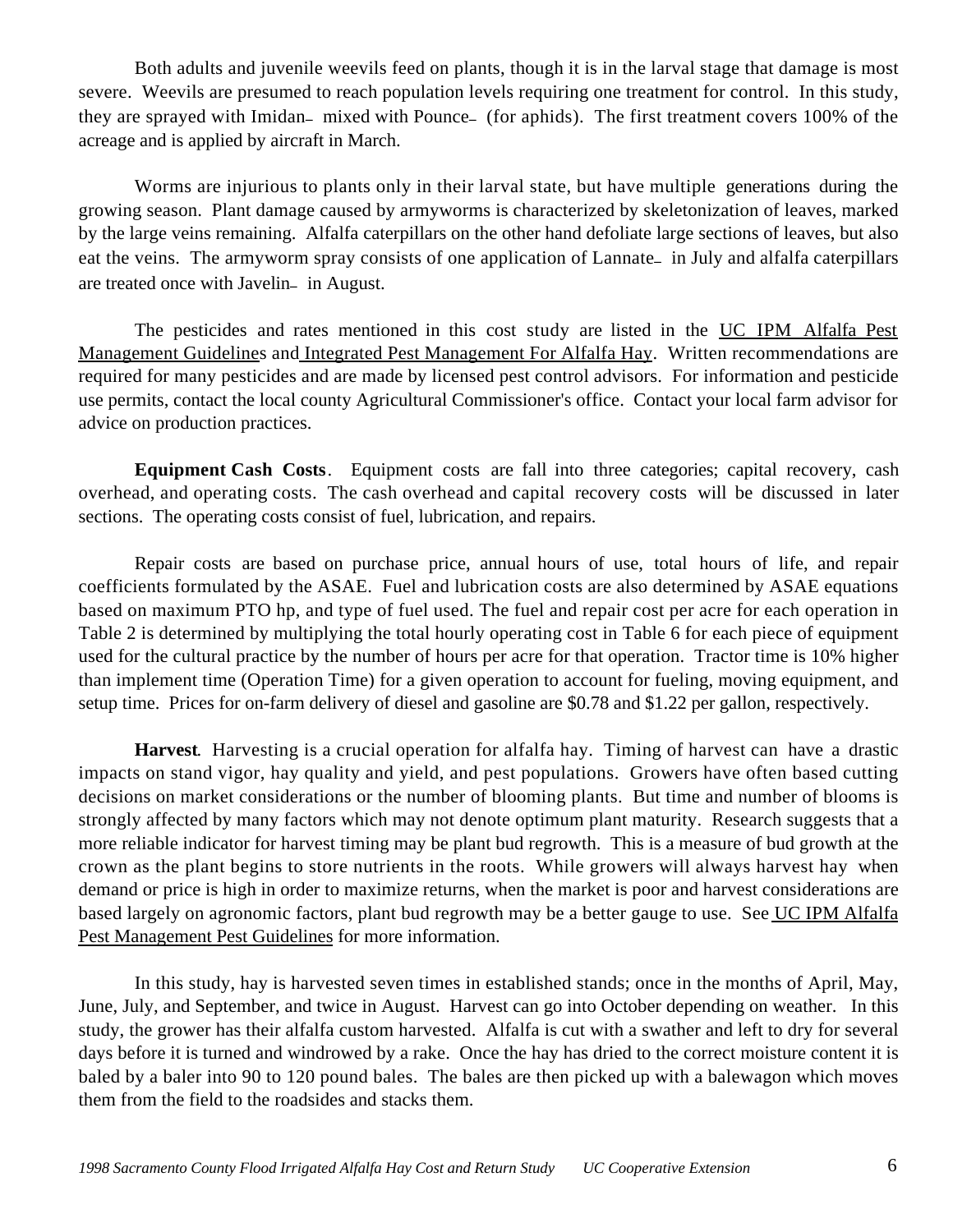Both adults and juvenile weevils feed on plants, though it is in the larval stage that damage is most severe. Weevils are presumed to reach population levels requiring one treatment for control. In this study, they are sprayed with Imidan– mixed with Pounce– (for aphids). The first treatment covers 100% of the acreage and is applied by aircraft in March.

Worms are injurious to plants only in their larval state, but have multiple generations during the growing season. Plant damage caused by armyworms is characterized by skeletonization of leaves, marked by the large veins remaining. Alfalfa caterpillars on the other hand defoliate large sections of leaves, but also eat the veins. The armyworm spray consists of one application of Lannate– in July and alfalfa caterpillars are treated once with Javelin– in August.

The pesticides and rates mentioned in this cost study are listed in the UC IPM Alfalfa Pest Management Guidelines and Integrated Pest Management For Alfalfa Hay. Written recommendations are required for many pesticides and are made by licensed pest control advisors. For information and pesticide use permits, contact the local county Agricultural Commissioner's office. Contact your local farm advisor for advice on production practices.

**Equipment Cash Costs**. Equipment costs are fall into three categories; capital recovery, cash overhead, and operating costs. The cash overhead and capital recovery costs will be discussed in later sections. The operating costs consist of fuel, lubrication, and repairs.

Repair costs are based on purchase price, annual hours of use, total hours of life, and repair coefficients formulated by the ASAE. Fuel and lubrication costs are also determined by ASAE equations based on maximum PTO hp, and type of fuel used. The fuel and repair cost per acre for each operation in Table 2 is determined by multiplying the total hourly operating cost in Table 6 for each piece of equipment used for the cultural practice by the number of hours per acre for that operation. Tractor time is 10% higher than implement time (Operation Time) for a given operation to account for fueling, moving equipment, and setup time. Prices for on-farm delivery of diesel and gasoline are $0.78 and $1.22 per gallon, respectively.

**Harvest**. Harvesting is a crucial operation for alfalfa hay. Timing of harvest can have a drastic impacts on stand vigor, hay quality and yield, and pest populations. Growers have often based cutting decisions on market considerations or the number of blooming plants. But time and number of blooms is strongly affected by many factors which may not denote optimum plant maturity. Research suggests that a more reliable indicator for harvest timing may be plant bud regrowth. This is a measure of bud growth at the crown as the plant begins to store nutrients in the roots. While growers will always harvest hay when demand or price is high in order to maximize returns, when the market is poor and harvest considerations are based largely on agronomic factors, plant bud regrowth may be a better gauge to use. See UC IPM Alfalfa Pest Management Pest Guidelines for more information.

In this study, hay is harvested seven times in established stands; once in the months of April, May, June, July, and September, and twice in August. Harvest can go into October depending on weather. In this study, the grower has their alfalfa custom harvested. Alfalfa is cut with a swather and left to dry for several days before it is turned and windrowed by a rake. Once the hay has dried to the correct moisture content it is baled by a baler into 90 to 120 pound bales. The bales are then picked up with a balewagon which moves them from the field to the roadsides and stacks them.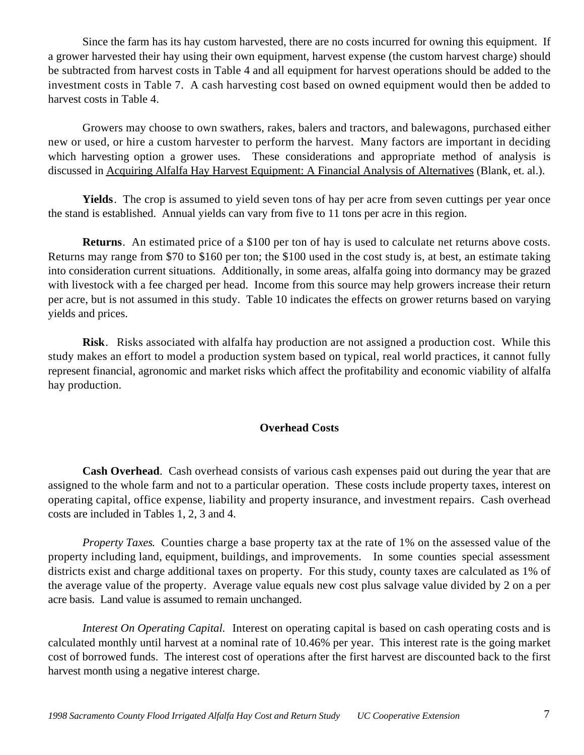Since the farm has its hay custom harvested, there are no costs incurred for owning this equipment. If a grower harvested their hay using their own equipment, harvest expense (the custom harvest charge) should be subtracted from harvest costs in Table 4 and all equipment for harvest operations should be added to the investment costs in Table 7. A cash harvesting cost based on owned equipment would then be added to harvest costs in Table 4.

Growers may choose to own swathers, rakes, balers and tractors, and balewagons, purchased either new or used, or hire a custom harvester to perform the harvest. Many factors are important in deciding which harvesting option a grower uses. These considerations and appropriate method of analysis is discussed in Acquiring Alfalfa Hay Harvest Equipment: A Financial Analysis of Alternatives (Blank, et. al.).

**Yields**. The crop is assumed to yield seven tons of hay per acre from seven cuttings per year once the stand is established. Annual yields can vary from five to 11 tons per acre in this region.

**Returns**. An estimated price of a $100 per ton of hay is used to calculate net returns above costs. Returns may range from $70 to $160 per ton; the $100 used in the cost study is, at best, an estimate taking into consideration current situations. Additionally, in some areas, alfalfa going into dormancy may be grazed with livestock with a fee charged per head. Income from this source may help growers increase their return per acre, but is not assumed in this study. Table 10 indicates the effects on grower returns based on varying yields and prices.

**Risk**. Risks associated with alfalfa hay production are not assigned a production cost. While this study makes an effort to model a production system based on typical, real world practices, it cannot fully represent financial, agronomic and market risks which affect the profitability and economic viability of alfalfa hay production.

## Overhead Costs

**Cash Overhead**. Cash overhead consists of various cash expenses paid out during the year that are assigned to the whole farm and not to a particular operation. These costs include property taxes, interest on operating capital, office expense, liability and property insurance, and investment repairs. Cash overhead costs are included in Tables 1, 2, 3 and 4.

*Property Taxes*. Counties charge a base property tax at the rate of 1% on the assessed value of the property including land, equipment, buildings, and improvements. In some counties special assessment districts exist and charge additional taxes on property. For this study, county taxes are calculated as 1% of the average value of the property. Average value equals new cost plus salvage value divided by 2 on a per acre basis. Land value is assumed to remain unchanged.

*Interest On Operating Capital*. Interest on operating capital is based on cash operating costs and is calculated monthly until harvest at a nominal rate of 10.46% per year. This interest rate is the going market cost of borrowed funds. The interest cost of operations after the first harvest are discounted back to the first harvest month using a negative interest charge.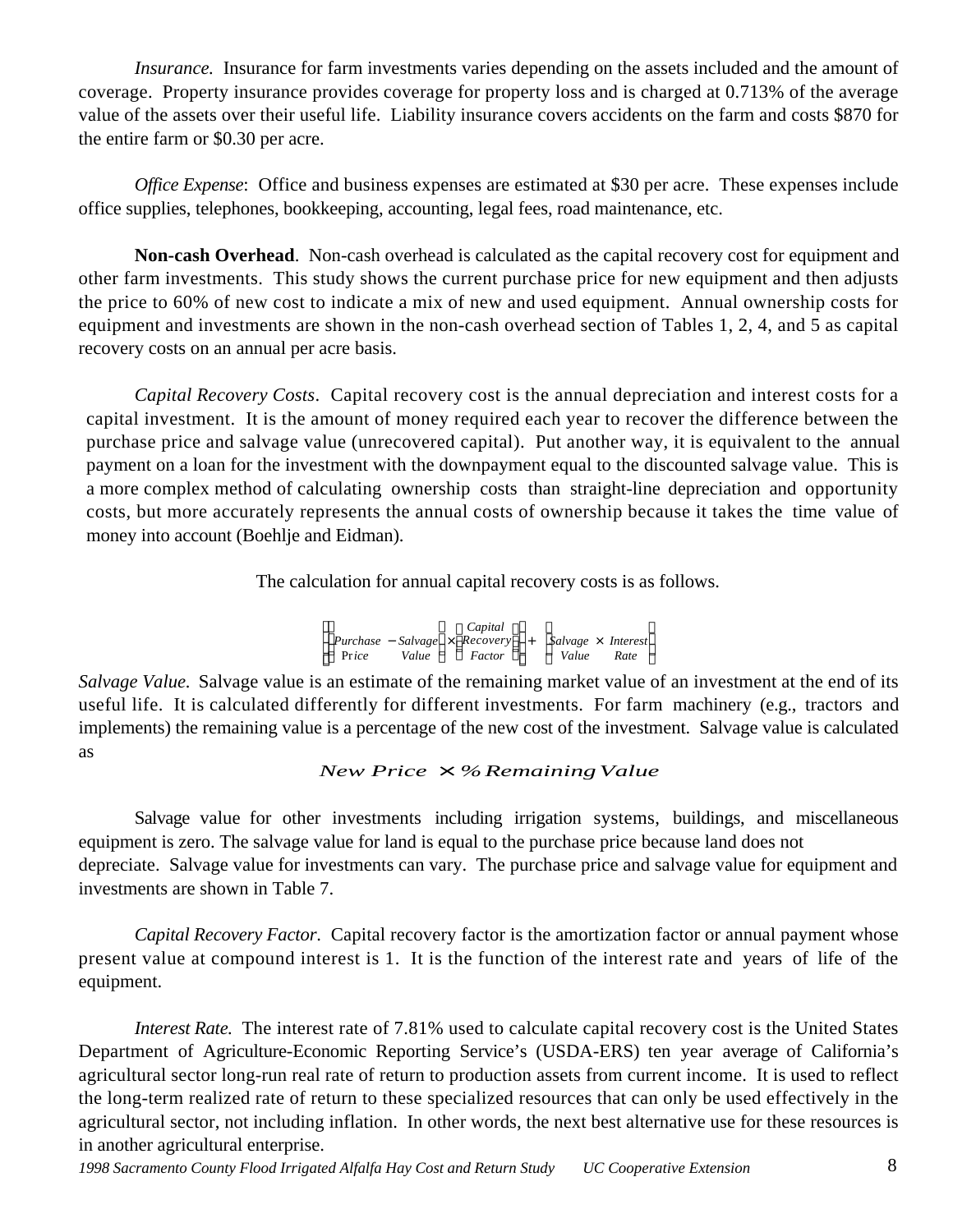*Insurance.* Insurance for farm investments varies depending on the assets included and the amount of coverage. Property insurance provides coverage for property loss and is charged at 0.713% of the average value of the assets over their useful life. Liability insurance covers accidents on the farm and costs $870 for the entire farm or $0.30 per acre.

*Office Expense*: Office and business expenses are estimated at $30 per acre. These expenses include office supplies, telephones, bookkeeping, accounting, legal fees, road maintenance, etc.

**Non-cash Overhead**. Non-cash overhead is calculated as the capital recovery cost for equipment and other farm investments. This study shows the current purchase price for new equipment and then adjusts the price to 60% of new cost to indicate a mix of new and used equipment. Annual ownership costs for equipment and investments are shown in the non-cash overhead section of Tables 1, 2, 4, and 5 as capital recovery costs on an annual per acre basis.

*Capital Recovery Costs*. Capital recovery cost is the annual depreciation and interest costs for a capital investment. It is the amount of money required each year to recover the difference between the purchase price and salvage value (unrecovered capital). Put another way, it is equivalent to the annual payment on a loan for the investment with the downpayment equal to the discounted salvage value. This is a more complex method of calculating ownership costs than straight-line depreciation and opportunity costs, but more accurately represents the annual costs of ownership because it takes the time value of money into account (Boehlje and Eidman).

The calculation for annual capital recovery costs is as follows.

$$\left[\left(\begin{matrix}\text{Purchase} \\ \text{Price}\end{matrix} - \begin{matrix}\text{Salvage} \\ \text{Value}\end{matrix}\right) \times \left(\begin{matrix}\text{Capital} \\ \text{Recovery} \\ \text{Factor}\end{matrix}\right)\right] + \left(\begin{matrix}\text{Salvage} \\ \text{Value}\end{matrix} \times \begin{matrix}\text{Interest} \\ \text{Rate}\end{matrix}\right)$$

*Salvage Value.* Salvage value is an estimate of the remaining market value of an investment at the end of its useful life. It is calculated differently for different investments. For farm machinery (e.g., tractors and implements) the remaining value is a percentage of the new cost of the investment. Salvage value is calculated as

$$\text{New Price} \times \%\ \text{Remaining Value}$$

Salvage value for other investments including irrigation systems, buildings, and miscellaneous equipment is zero. The salvage value for land is equal to the purchase price because land does not depreciate. Salvage value for investments can vary. The purchase price and salvage value for equipment and investments are shown in Table 7.

*Capital Recovery Factor*. Capital recovery factor is the amortization factor or annual payment whose present value at compound interest is 1. It is the function of the interest rate and years of life of the equipment.

*Interest Rate.* The interest rate of 7.81% used to calculate capital recovery cost is the United States Department of Agriculture-Economic Reporting Service's (USDA-ERS) ten year average of California's agricultural sector long-run real rate of return to production assets from current income. It is used to reflect the long-term realized rate of return to these specialized resources that can only be used effectively in the agricultural sector, not including inflation. In other words, the next best alternative use for these resources is in another agricultural enterprise.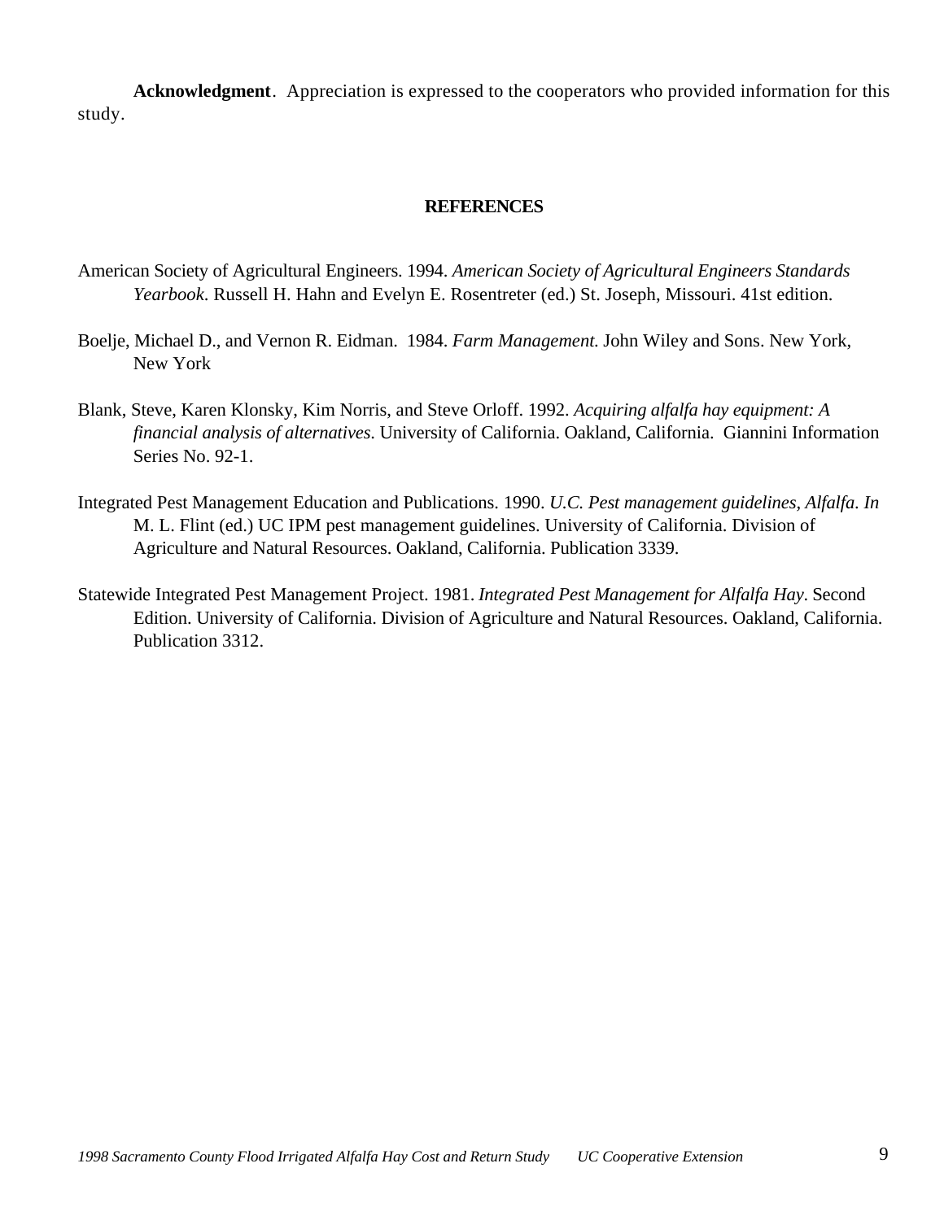**Acknowledgment**. Appreciation is expressed to the cooperators who provided information for this study.

## REFERENCES

American Society of Agricultural Engineers. 1994. *American Society of Agricultural Engineers Standards Yearbook*. Russell H. Hahn and Evelyn E. Rosentreter (ed.) St. Joseph, Missouri. 41st edition.

Boelje, Michael D., and Vernon R. Eidman. 1984. *Farm Management.* John Wiley and Sons. New York, New York

Blank, Steve, Karen Klonsky, Kim Norris, and Steve Orloff. 1992. *Acquiring alfalfa hay equipment: A financial analysis of alternatives*. University of California. Oakland, California. Giannini Information Series No. 92-1.

Integrated Pest Management Education and Publications. 1990. *U.C. Pest management guidelines, Alfalfa*. *In* M. L. Flint (ed.) UC IPM pest management guidelines. University of California. Division of Agriculture and Natural Resources. Oakland, California. Publication 3339.

Statewide Integrated Pest Management Project. 1981. *Integrated Pest Management for Alfalfa Hay*. Second Edition. University of California. Division of Agriculture and Natural Resources. Oakland, California. Publication 3312.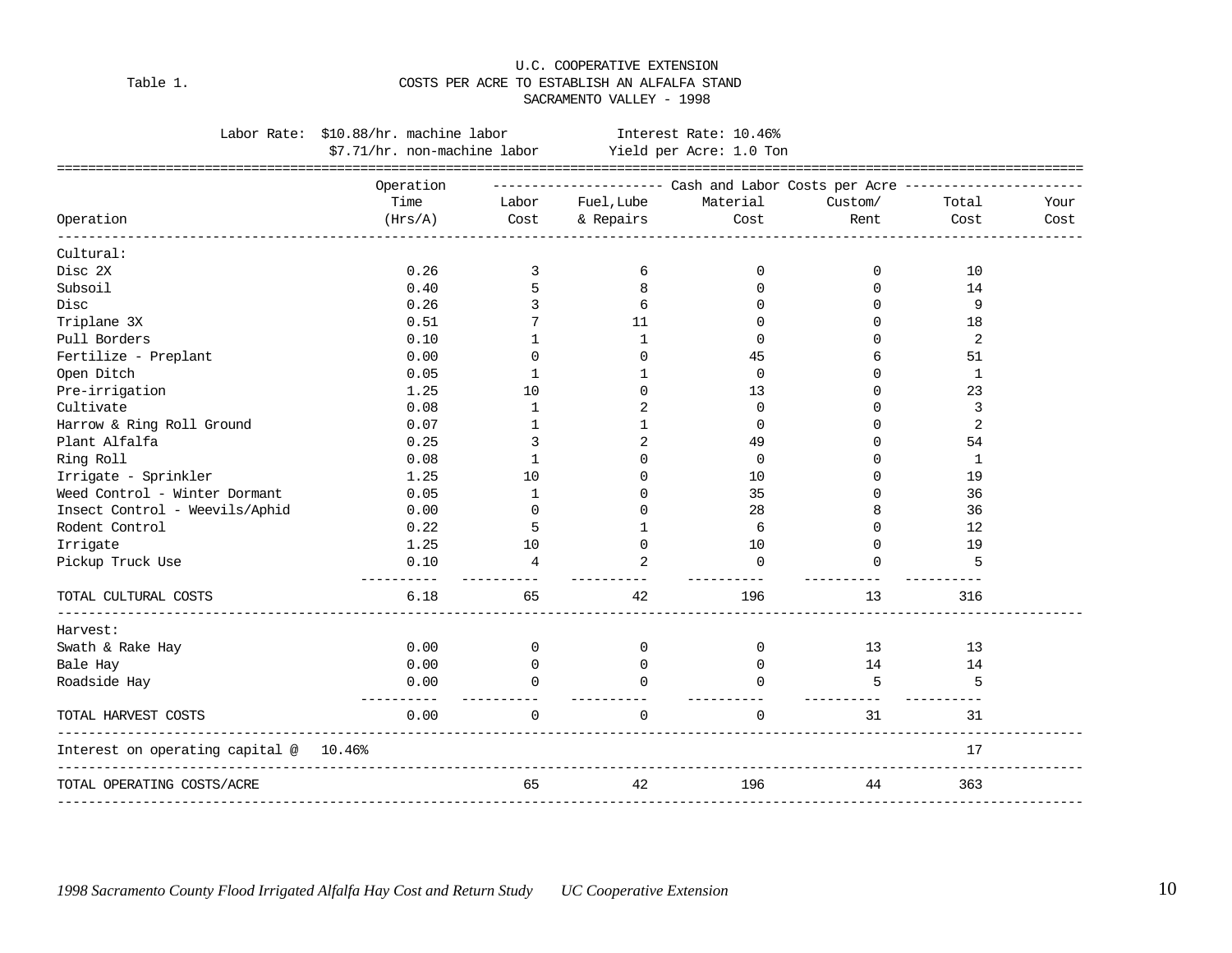U.C. COOPERATIVE EXTENSION

Table 1. COSTS PER ACRE TO ESTABLISH AN ALFALFA STAND

SACRAMENTO VALLEY - 1998

Labor Rate: $10.88/hr. machine labor
$7.71/hr. non-machine labor

Interest Rate: 10.46%
Yield per Acre: 1.0 Ton

| Operation | Operation Time (Hrs/A) | Cash and Labor Costs per Acre: Labor Cost | Fuel,Lube & Repairs | Material Cost | Custom/ Rent | Total Cost | Your Cost |
|---|---|---|---|---|---|---|---|
| **Cultural:** | | | | | | | |
| Disc 2X | 0.26 | 3 | 6 | 0 | 0 | 10 | |
| Subsoil | 0.40 | 5 | 8 | 0 | 0 | 14 | |
| Disc | 0.26 | 3 | 6 | 0 | 0 | 9 | |
| Triplane 3X | 0.51 | 7 | 11 | 0 | 0 | 18 | |
| Pull Borders | 0.10 | 1 | 1 | 0 | 0 | 2 | |
| Fertilize - Preplant | 0.00 | 0 | 0 | 45 | 6 | 51 | |
| Open Ditch | 0.05 | 1 | 1 | 0 | 0 | 1 | |
| Pre-irrigation | 1.25 | 10 | 0 | 13 | 0 | 23 | |
| Cultivate | 0.08 | 1 | 2 | 0 | 0 | 3 | |
| Harrow & Ring Roll Ground | 0.07 | 1 | 1 | 0 | 0 | 2 | |
| Plant Alfalfa | 0.25 | 3 | 2 | 49 | 0 | 54 | |
| Ring Roll | 0.08 | 1 | 0 | 0 | 0 | 1 | |
| Irrigate - Sprinkler | 1.25 | 10 | 0 | 10 | 0 | 19 | |
| Weed Control - Winter Dormant | 0.05 | 1 | 0 | 35 | 0 | 36 | |
| Insect Control - Weevils/Aphid | 0.00 | 0 | 0 | 28 | 8 | 36 | |
| Rodent Control | 0.22 | 5 | 1 | 6 | 0 | 12 | |
| Irrigate | 1.25 | 10 | 0 | 10 | 0 | 19 | |
| Pickup Truck Use | 0.10 | 4 | 2 | 0 | 0 | 5 | |
| TOTAL CULTURAL COSTS | 6.18 | 65 | 42 | 196 | 13 | 316 | |
| **Harvest:** | | | | | | | |
| Swath & Rake Hay | 0.00 | 0 | 0 | 0 | 13 | 13 | |
| Bale Hay | 0.00 | 0 | 0 | 0 | 14 | 14 | |
| Roadside Hay | 0.00 | 0 | 0 | 0 | 5 | 5 | |
| TOTAL HARVEST COSTS | 0.00 | 0 | 0 | 0 | 31 | 31 | |
| Interest on operating capital @ 10.46% | | | | | | 17 | |
| TOTAL OPERATING COSTS/ACRE | | 65 | 42 | 196 | 44 | 363 | |

*1998 Sacramento County Flood Irrigated Alfalfa Hay Cost and Return Study UC Cooperative Extension*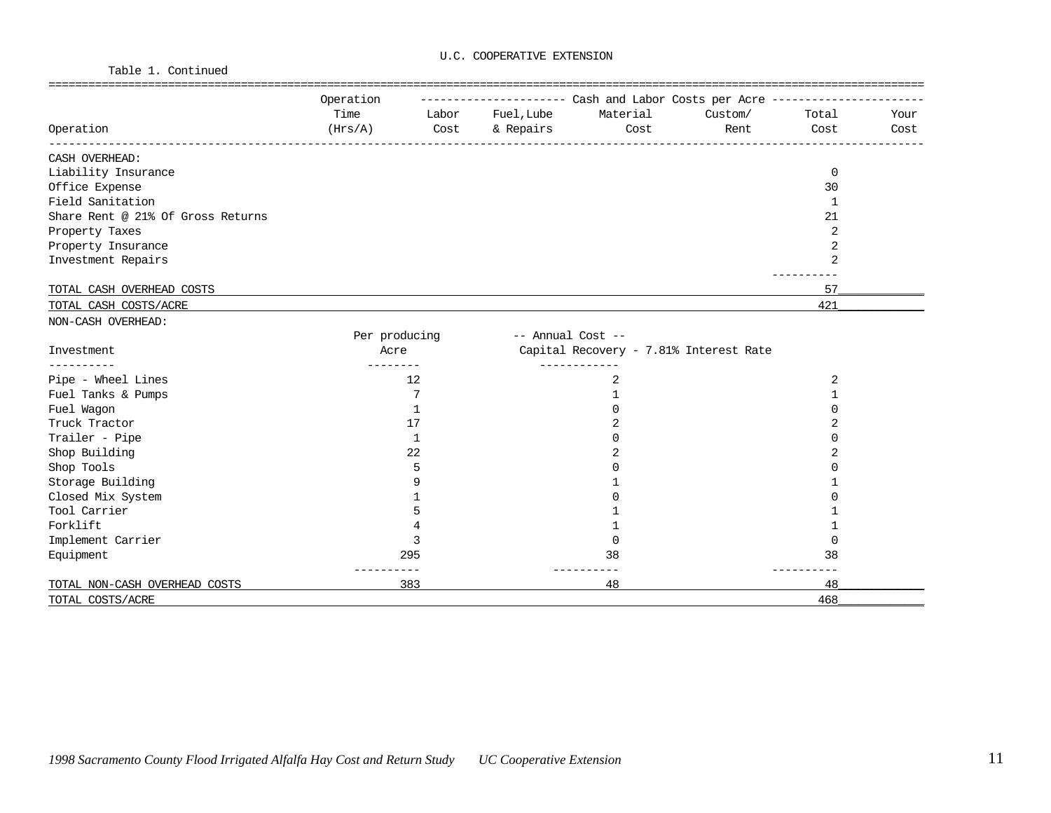U.C. COOPERATIVE EXTENSION

Table 1. Continued

| Operation | Operation Time (Hrs/A) | Labor Cost | Fuel, Lube & Repairs | Material Cost | Custom/ Rent | Total Cost | Your Cost |
|---|---|---|---|---|---|---|---|
| CASH OVERHEAD: | | | | | | | |
| Liability Insurance | | | | | | 0 | |
| Office Expense | | | | | | 30 | |
| Field Sanitation | | | | | | 1 | |
| Share Rent @ 21% Of Gross Returns | | | | | | 21 | |
| Property Taxes | | | | | | 2 | |
| Property Insurance | | | | | | 2 | |
| Investment Repairs | | | | | | 2 | |
| TOTAL CASH OVERHEAD COSTS | | | | | | 57 | |
| TOTAL CASH COSTS/ACRE | | | | | | 421 | |

NON-CASH OVERHEAD:

| Investment | Per producing Acre | -- Annual Cost -- Capital Recovery - 7.81% Interest Rate | Total Cost | Your Cost |
|---|---|---|---|---|
| Pipe - Wheel Lines | 12 | 2 | 2 | |
| Fuel Tanks & Pumps | 7 | 1 | 1 | |
| Fuel Wagon | 1 | 0 | 0 | |
| Truck Tractor | 17 | 2 | 2 | |
| Trailer - Pipe | 1 | 0 | 0 | |
| Shop Building | 22 | 2 | 2 | |
| Shop Tools | 5 | 0 | 0 | |
| Storage Building | 9 | 1 | 1 | |
| Closed Mix System | 1 | 0 | 0 | |
| Tool Carrier | 5 | 1 | 1 | |
| Forklift | 4 | 1 | 1 | |
| Implement Carrier | 3 | 0 | 0 | |
| Equipment | 295 | 38 | 38 | |
| TOTAL NON-CASH OVERHEAD COSTS | 383 | 48 | 48 | |
| TOTAL COSTS/ACRE | | | 468 | |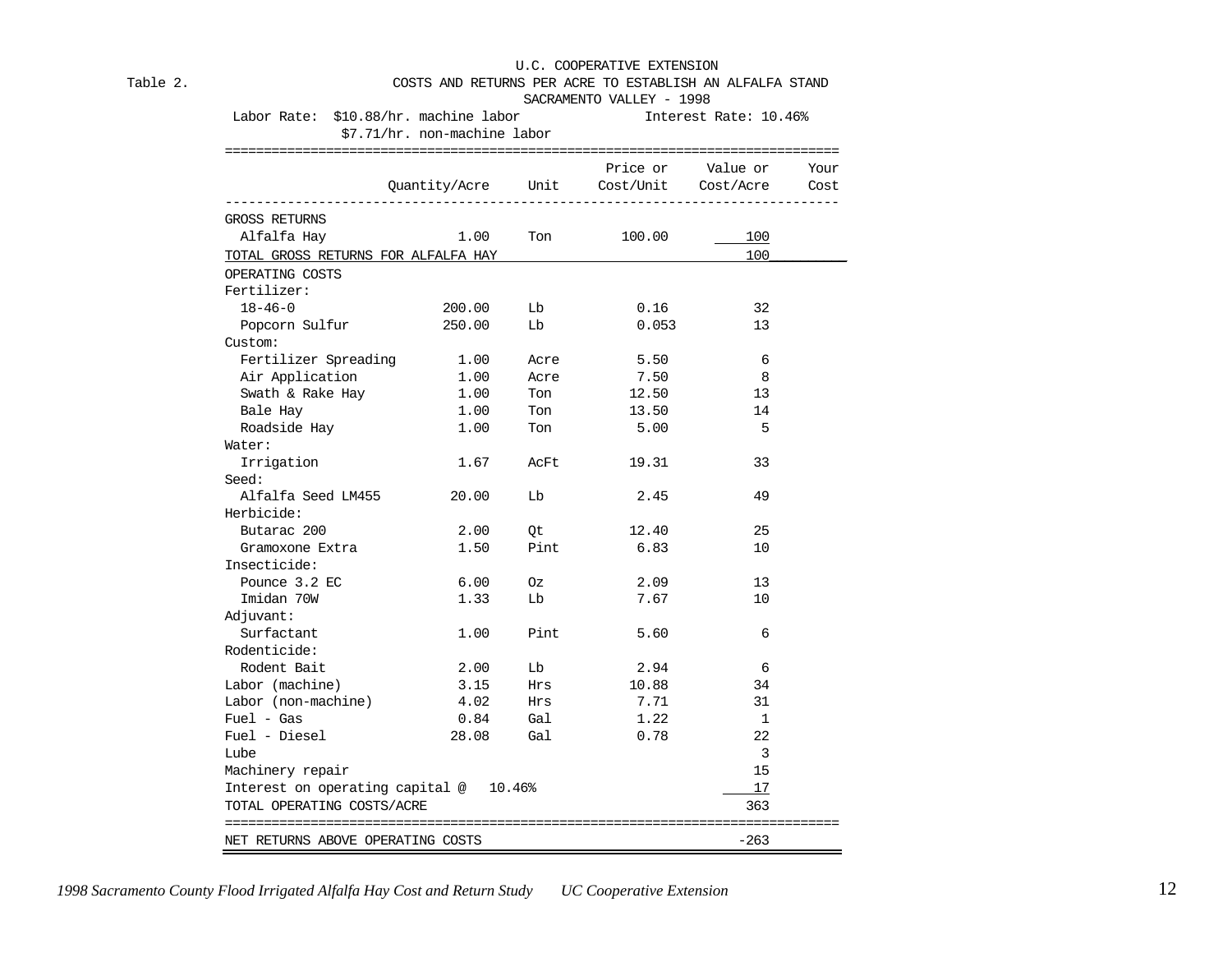U.C. COOPERATIVE EXTENSION

Table 2. COSTS AND RETURNS PER ACRE TO ESTABLISH AN ALFALFA STAND

SACRAMENTO VALLEY - 1998

Labor Rate: $10.88/hr. machine labor
$7.71/hr. non-machine labor

Interest Rate: 10.46%

| | Quantity/Acre | Unit | Price or Cost/Unit | Value or Cost/Acre | Your Cost |
|---|---|---|---|---|---|
| GROSS RETURNS | | | | | |
| Alfalfa Hay | 1.00 | Ton | 100.00 | 100 | |
| TOTAL GROSS RETURNS FOR ALFALFA HAY | | | | 100 | |
| OPERATING COSTS | | | | | |
| Fertilizer: | | | | | |
| 18-46-0 | 200.00 | Lb | 0.16 | 32 | |
| Popcorn Sulfur | 250.00 | Lb | 0.053 | 13 | |
| Custom: | | | | | |
| Fertilizer Spreading | 1.00 | Acre | 5.50 | 6 | |
| Air Application | 1.00 | Acre | 7.50 | 8 | |
| Swath & Rake Hay | 1.00 | Ton | 12.50 | 13 | |
| Bale Hay | 1.00 | Ton | 13.50 | 14 | |
| Roadside Hay | 1.00 | Ton | 5.00 | 5 | |
| Water: | | | | | |
| Irrigation | 1.67 | AcFt | 19.31 | 33 | |
| Seed: | | | | | |
| Alfalfa Seed LM455 | 20.00 | Lb | 2.45 | 49 | |
| Herbicide: | | | | | |
| Butarac 200 | 2.00 | Qt | 12.40 | 25 | |
| Gramoxone Extra | 1.50 | Pint | 6.83 | 10 | |
| Insecticide: | | | | | |
| Pounce 3.2 EC | 6.00 | Oz | 2.09 | 13 | |
| Imidan 70W | 1.33 | Lb | 7.67 | 10 | |
| Adjuvant: | | | | | |
| Surfactant | 1.00 | Pint | 5.60 | 6 | |
| Rodenticide: | | | | | |
| Rodent Bait | 2.00 | Lb | 2.94 | 6 | |
| Labor (machine) | 3.15 | Hrs | 10.88 | 34 | |
| Labor (non-machine) | 4.02 | Hrs | 7.71 | 31 | |
| Fuel - Gas | 0.84 | Gal | 1.22 | 1 | |
| Fuel - Diesel | 28.08 | Gal | 0.78 | 22 | |
| Lube | | | | 3 | |
| Machinery repair | | | | 15 | |
| Interest on operating capital @ 10.46% | | | | 17 | |
| TOTAL OPERATING COSTS/ACRE | | | | 363 | |
| NET RETURNS ABOVE OPERATING COSTS | | | | -263 | |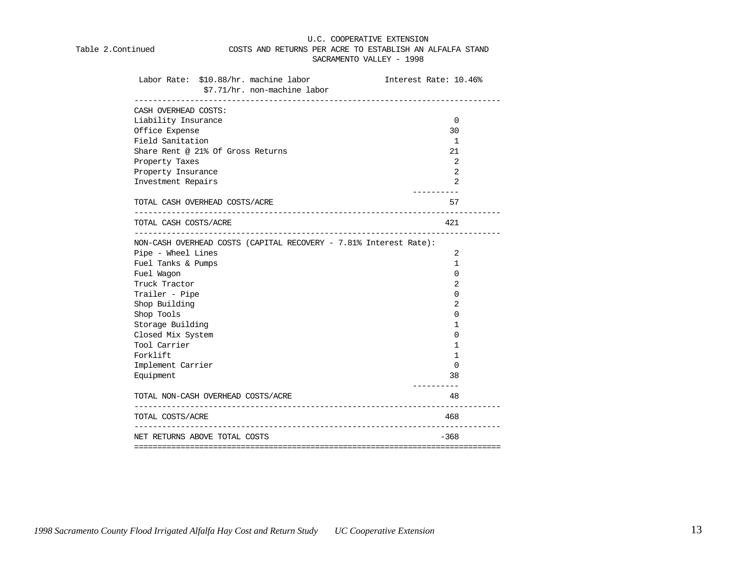U.C. COOPERATIVE EXTENSION

Table 2.Continued — COSTS AND RETURNS PER ACRE TO ESTABLISH AN ALFALFA STAND

SACRAMENTO VALLEY - 1998

Labor Rate: $10.88/hr. machine labor  
$7.71/hr. non-machine labor  
Interest Rate: 10.46%

| | |
|---|---|
| **CASH OVERHEAD COSTS:** | |
| Liability Insurance | 0 |
| Office Expense | 30 |
| Field Sanitation | 1 |
| Share Rent @ 21% Of Gross Returns | 21 |
| Property Taxes | 2 |
| Property Insurance | 2 |
| Investment Repairs | 2 |
| TOTAL CASH OVERHEAD COSTS/ACRE | 57 |
| TOTAL CASH COSTS/ACRE | 421 |
| **NON-CASH OVERHEAD COSTS (CAPITAL RECOVERY - 7.81% Interest Rate):** | |
| Pipe - Wheel Lines | 2 |
| Fuel Tanks & Pumps | 1 |
| Fuel Wagon | 0 |
| Truck Tractor | 2 |
| Trailer - Pipe | 0 |
| Shop Building | 2 |
| Shop Tools | 0 |
| Storage Building | 1 |
| Closed Mix System | 0 |
| Tool Carrier | 1 |
| Forklift | 1 |
| Implement Carrier | 0 |
| Equipment | 38 |
| TOTAL NON-CASH OVERHEAD COSTS/ACRE | 48 |
| TOTAL COSTS/ACRE | 468 |
| NET RETURNS ABOVE TOTAL COSTS | -368 |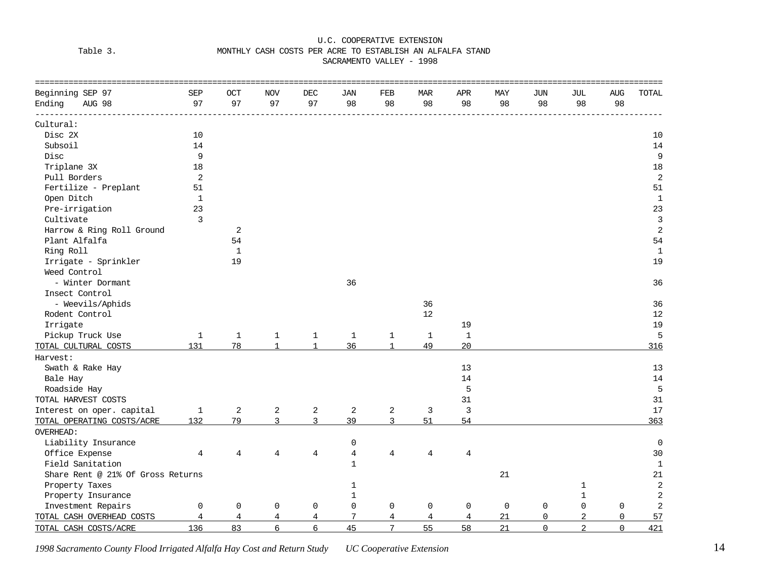U.C. COOPERATIVE EXTENSION

Table 3. MONTHLY CASH COSTS PER ACRE TO ESTABLISH AN ALFALFA STAND

SACRAMENTO VALLEY - 1998

| Beginning SEP 97 / Ending AUG 98 | SEP 97 | OCT 97 | NOV 97 | DEC 97 | JAN 98 | FEB 98 | MAR 98 | APR 98 | MAY 98 | JUN 98 | JUL 98 | AUG 98 | TOTAL |
|---|---|---|---|---|---|---|---|---|---|---|---|---|---|
| Cultural: | | | | | | | | | | | | | |
| Disc 2X | 10 | | | | | | | | | | | | 10 |
| Subsoil | 14 | | | | | | | | | | | | 14 |
| Disc | 9 | | | | | | | | | | | | 9 |
| Triplane 3X | 18 | | | | | | | | | | | | 18 |
| Pull Borders | 2 | | | | | | | | | | | | 2 |
| Fertilize - Preplant | 51 | | | | | | | | | | | | 51 |
| Open Ditch | 1 | | | | | | | | | | | | 1 |
| Pre-irrigation | 23 | | | | | | | | | | | | 23 |
| Cultivate | 3 | | | | | | | | | | | | 3 |
| Harrow & Ring Roll Ground | | 2 | | | | | | | | | | | 2 |
| Plant Alfalfa | | 54 | | | | | | | | | | | 54 |
| Ring Roll | | 1 | | | | | | | | | | | 1 |
| Irrigate - Sprinkler | | 19 | | | | | | | | | | | 19 |
| Weed Control | | | | | | | | | | | | | |
| - Winter Dormant | | | | | 36 | | | | | | | | 36 |
| Insect Control | | | | | | | | | | | | | |
| - Weevils/Aphids | | | | | | | 36 | | | | | | 36 |
| Rodent Control | | | | | | | 12 | | | | | | 12 |
| Irrigate | | | | | | | | 19 | | | | | 19 |
| Pickup Truck Use | 1 | 1 | 1 | 1 | 1 | 1 | 1 | 1 | | | | | 5 |
| TOTAL CULTURAL COSTS | 131 | 78 | 1 | 1 | 36 | 1 | 49 | 20 | | | | | 316 |
| Harvest: | | | | | | | | | | | | | |
| Swath & Rake Hay | | | | | | | | 13 | | | | | 13 |
| Bale Hay | | | | | | | | 14 | | | | | 14 |
| Roadside Hay | | | | | | | | 5 | | | | | 5 |
| TOTAL HARVEST COSTS | | | | | | | | 31 | | | | | 31 |
| Interest on oper. capital | 1 | 2 | 2 | 2 | 2 | 2 | 3 | 3 | | | | | 17 |
| TOTAL OPERATING COSTS/ACRE | 132 | 79 | 3 | 3 | 39 | 3 | 51 | 54 | | | | | 363 |
| OVERHEAD: | | | | | | | | | | | | | |
| Liability Insurance | | | | | 0 | | | | | | | | 0 |
| Office Expense | 4 | 4 | 4 | 4 | 4 | 4 | 4 | 4 | | | | | 30 |
| Field Sanitation | | | | | 1 | | | | | | | | 1 |
| Share Rent @ 21% Of Gross Returns | | | | | | | | | 21 | | | | 21 |
| Property Taxes | | | | | 1 | | | | | | 1 | | 2 |
| Property Insurance | | | | | 1 | | | | | | 1 | | 2 |
| Investment Repairs | 0 | 0 | 0 | 0 | 0 | 0 | 0 | 0 | 0 | 0 | 0 | 0 | 2 |
| TOTAL CASH OVERHEAD COSTS | 4 | 4 | 4 | 4 | 7 | 4 | 4 | 4 | 21 | 0 | 2 | 0 | 57 |
| TOTAL CASH COSTS/ACRE | 136 | 83 | 6 | 6 | 45 | 7 | 55 | 58 | 21 | 0 | 2 | 0 | 421 |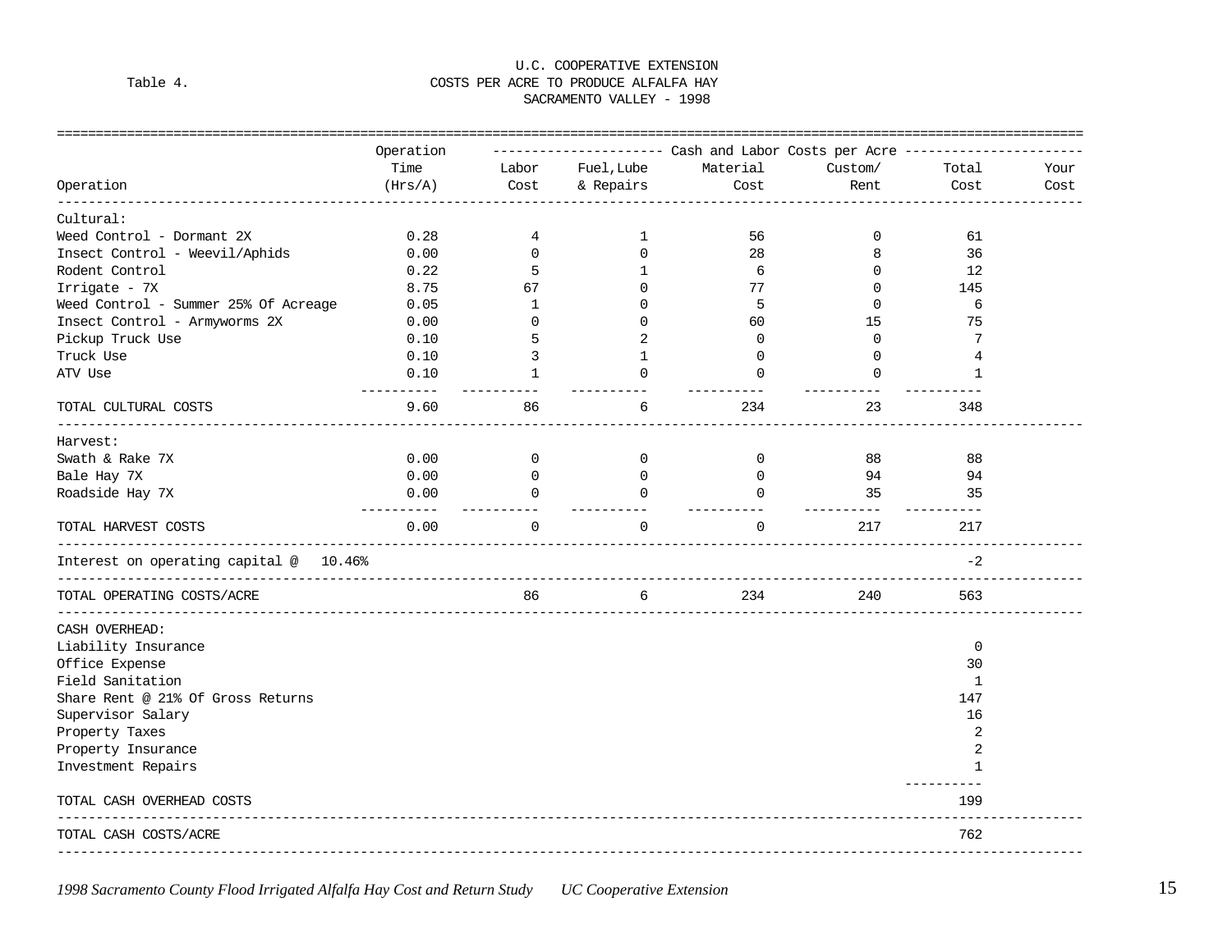U.C. COOPERATIVE EXTENSION

Table 4. COSTS PER ACRE TO PRODUCE ALFALFA HAY
SACRAMENTO VALLEY - 1998

| Operation | Operation Time (Hrs/A) | Labor Cost | Fuel,Lube & Repairs | Material Cost | Custom/ Rent | Total Cost | Your Cost |
|---|---|---|---|---|---|---|---|
| | | Cash and Labor Costs per Acre | | | | | |
| **Cultural:** | | | | | | | |
| Weed Control - Dormant 2X | 0.28 | 4 | 1 | 56 | 0 | 61 | |
| Insect Control - Weevil/Aphids | 0.00 | 0 | 0 | 28 | 8 | 36 | |
| Rodent Control | 0.22 | 5 | 1 | 6 | 0 | 12 | |
| Irrigate - 7X | 8.75 | 67 | 0 | 77 | 0 | 145 | |
| Weed Control - Summer 25% Of Acreage | 0.05 | 1 | 0 | 5 | 0 | 6 | |
| Insect Control - Armyworms 2X | 0.00 | 0 | 0 | 60 | 15 | 75 | |
| Pickup Truck Use | 0.10 | 5 | 2 | 0 | 0 | 7 | |
| Truck Use | 0.10 | 3 | 1 | 0 | 0 | 4 | |
| ATV Use | 0.10 | 1 | 0 | 0 | 0 | 1 | |
| TOTAL CULTURAL COSTS | 9.60 | 86 | 6 | 234 | 23 | 348 | |
| **Harvest:** | | | | | | | |
| Swath & Rake 7X | 0.00 | 0 | 0 | 0 | 88 | 88 | |
| Bale Hay 7X | 0.00 | 0 | 0 | 0 | 94 | 94 | |
| Roadside Hay 7X | 0.00 | 0 | 0 | 0 | 35 | 35 | |
| TOTAL HARVEST COSTS | 0.00 | 0 | 0 | 0 | 217 | 217 | |
| Interest on operating capital @ 10.46% | | | | | | -2 | |
| TOTAL OPERATING COSTS/ACRE | | 86 | 6 | 234 | 240 | 563 | |
| **CASH OVERHEAD:** | | | | | | | |
| Liability Insurance | | | | | | 0 | |
| Office Expense | | | | | | 30 | |
| Field Sanitation | | | | | | 1 | |
| Share Rent @ 21% Of Gross Returns | | | | | | 147 | |
| Supervisor Salary | | | | | | 16 | |
| Property Taxes | | | | | | 2 | |
| Property Insurance | | | | | | 2 | |
| Investment Repairs | | | | | | 1 | |
| TOTAL CASH OVERHEAD COSTS | | | | | | 199 | |
| TOTAL CASH COSTS/ACRE | | | | | | 762 | |

*1998 Sacramento County Flood Irrigated Alfalfa Hay Cost and Return Study UC Cooperative Extension*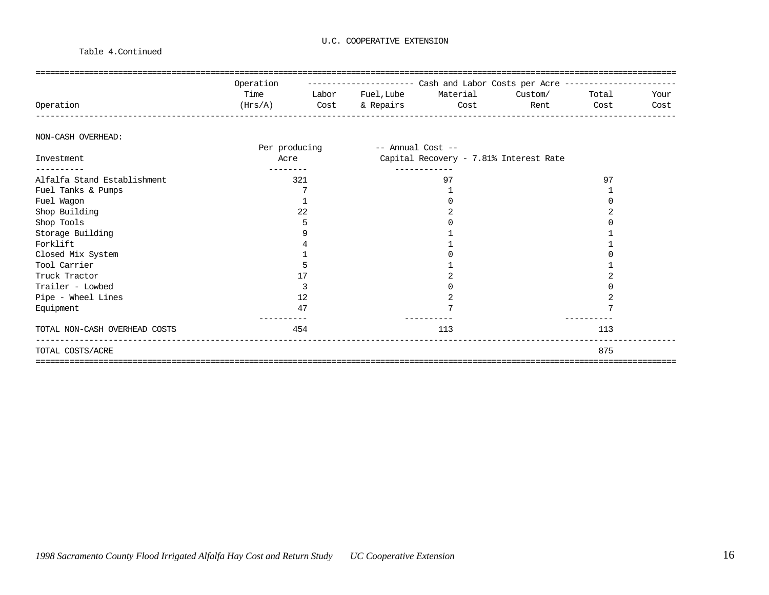U.C. COOPERATIVE EXTENSION

Table 4.Continued

| Operation | Operation Time (Hrs/A) | Labor Cost | Fuel,Lube & Repairs | Material Cost | Custom/ Rent | Total Cost | Your Cost |
|---|---|---|---|---|---|---|---|

NON-CASH OVERHEAD:

| Investment | Per producing Acre | -- Annual Cost -- Capital Recovery - 7.81% Interest Rate | Total Cost | Your Cost |
|---|---|---|---|---|
| Alfalfa Stand Establishment | 321 | 97 | 97 | |
| Fuel Tanks & Pumps | 7 | 1 | 1 | |
| Fuel Wagon | 1 | 0 | 0 | |
| Shop Building | 22 | 2 | 2 | |
| Shop Tools | 5 | 0 | 0 | |
| Storage Building | 9 | 1 | 1 | |
| Forklift | 4 | 1 | 1 | |
| Closed Mix System | 1 | 0 | 0 | |
| Tool Carrier | 5 | 1 | 1 | |
| Truck Tractor | 17 | 2 | 2 | |
| Trailer - Lowbed | 3 | 0 | 0 | |
| Pipe - Wheel Lines | 12 | 2 | 2 | |
| Equipment | 47 | 7 | 7 | |
| TOTAL NON-CASH OVERHEAD COSTS | 454 | 113 | 113 | |
| TOTAL COSTS/ACRE | | | 875 | |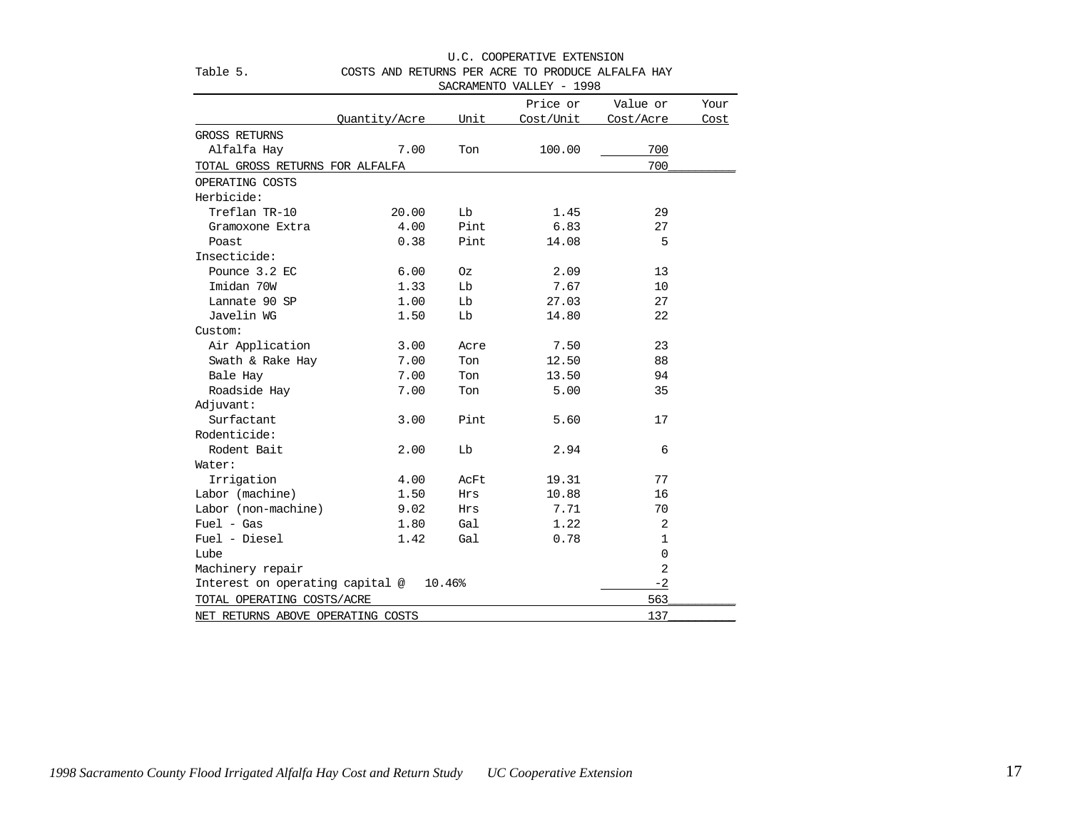U.C. COOPERATIVE EXTENSION

Table 5. COSTS AND RETURNS PER ACRE TO PRODUCE ALFALFA HAY

SACRAMENTO VALLEY - 1998

| | Quantity/Acre | Unit | Price or Cost/Unit | Value or Cost/Acre | Your Cost |
|---|---|---|---|---|---|
| GROSS RETURNS | | | | | |
| Alfalfa Hay | 7.00 | Ton | 100.00 | 700 | |
| TOTAL GROSS RETURNS FOR ALFALFA | | | | 700 | |
| OPERATING COSTS | | | | | |
| Herbicide: | | | | | |
| Treflan TR-10 | 20.00 | Lb | 1.45 | 29 | |
| Gramoxone Extra | 4.00 | Pint | 6.83 | 27 | |
| Poast | 0.38 | Pint | 14.08 | 5 | |
| Insecticide: | | | | | |
| Pounce 3.2 EC | 6.00 | Oz | 2.09 | 13 | |
| Imidan 70W | 1.33 | Lb | 7.67 | 10 | |
| Lannate 90 SP | 1.00 | Lb | 27.03 | 27 | |
| Javelin WG | 1.50 | Lb | 14.80 | 22 | |
| Custom: | | | | | |
| Air Application | 3.00 | Acre | 7.50 | 23 | |
| Swath & Rake Hay | 7.00 | Ton | 12.50 | 88 | |
| Bale Hay | 7.00 | Ton | 13.50 | 94 | |
| Roadside Hay | 7.00 | Ton | 5.00 | 35 | |
| Adjuvant: | | | | | |
| Surfactant | 3.00 | Pint | 5.60 | 17 | |
| Rodenticide: | | | | | |
| Rodent Bait | 2.00 | Lb | 2.94 | 6 | |
| Water: | | | | | |
| Irrigation | 4.00 | AcFt | 19.31 | 77 | |
| Labor (machine) | 1.50 | Hrs | 10.88 | 16 | |
| Labor (non-machine) | 9.02 | Hrs | 7.71 | 70 | |
| Fuel - Gas | 1.80 | Gal | 1.22 | 2 | |
| Fuel - Diesel | 1.42 | Gal | 0.78 | 1 | |
| Lube | | | | 0 | |
| Machinery repair | | | | 2 | |
| Interest on operating capital @ 10.46% | | | | -2 | |
| TOTAL OPERATING COSTS/ACRE | | | | 563 | |
| NET RETURNS ABOVE OPERATING COSTS | | | | 137 | |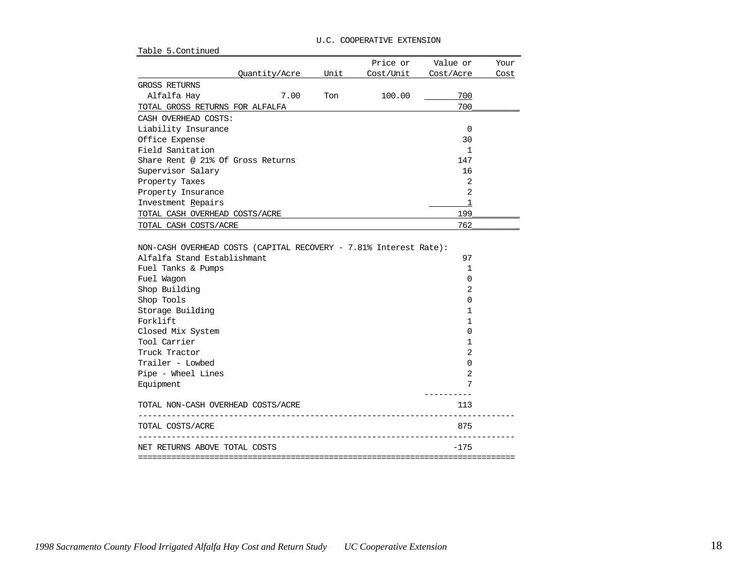U.C. COOPERATIVE EXTENSION

Table 5.Continued

| | Quantity/Acre | Unit | Price or Cost/Unit | Value or Cost/Acre | Your Cost |
|---|---|---|---|---|---|
| GROSS RETURNS | | | | | |
| Alfalfa Hay | 7.00 | Ton | 100.00 | 700 | |
| TOTAL GROSS RETURNS FOR ALFALFA | | | | 700 | |
| CASH OVERHEAD COSTS: | | | | | |
| Liability Insurance | | | | 0 | |
| Office Expense | | | | 30 | |
| Field Sanitation | | | | 1 | |
| Share Rent @ 21% Of Gross Returns | | | | 147 | |
| Supervisor Salary | | | | 16 | |
| Property Taxes | | | | 2 | |
| Property Insurance | | | | 2 | |
| Investment Repairs | | | | 1 | |
| TOTAL CASH OVERHEAD COSTS/ACRE | | | | 199 | |
| TOTAL CASH COSTS/ACRE | | | | 762 | |
| | | | | | |
| NON-CASH OVERHEAD COSTS (CAPITAL RECOVERY - 7.81% Interest Rate): | | | | | |
| Alfalfa Stand Establishmant | | | | 97 | |
| Fuel Tanks & Pumps | | | | 1 | |
| Fuel Wagon | | | | 0 | |
| Shop Building | | | | 2 | |
| Shop Tools | | | | 0 | |
| Storage Building | | | | 1 | |
| Forklift | | | | 1 | |
| Closed Mix System | | | | 0 | |
| Tool Carrier | | | | 1 | |
| Truck Tractor | | | | 2 | |
| Trailer - Lowbed | | | | 0 | |
| Pipe - Wheel Lines | | | | 2 | |
| Equipment | | | | 7 | |
| TOTAL NON-CASH OVERHEAD COSTS/ACRE | | | | 113 | |
| TOTAL COSTS/ACRE | | | | 875 | |
| NET RETURNS ABOVE TOTAL COSTS | | | | -175 | |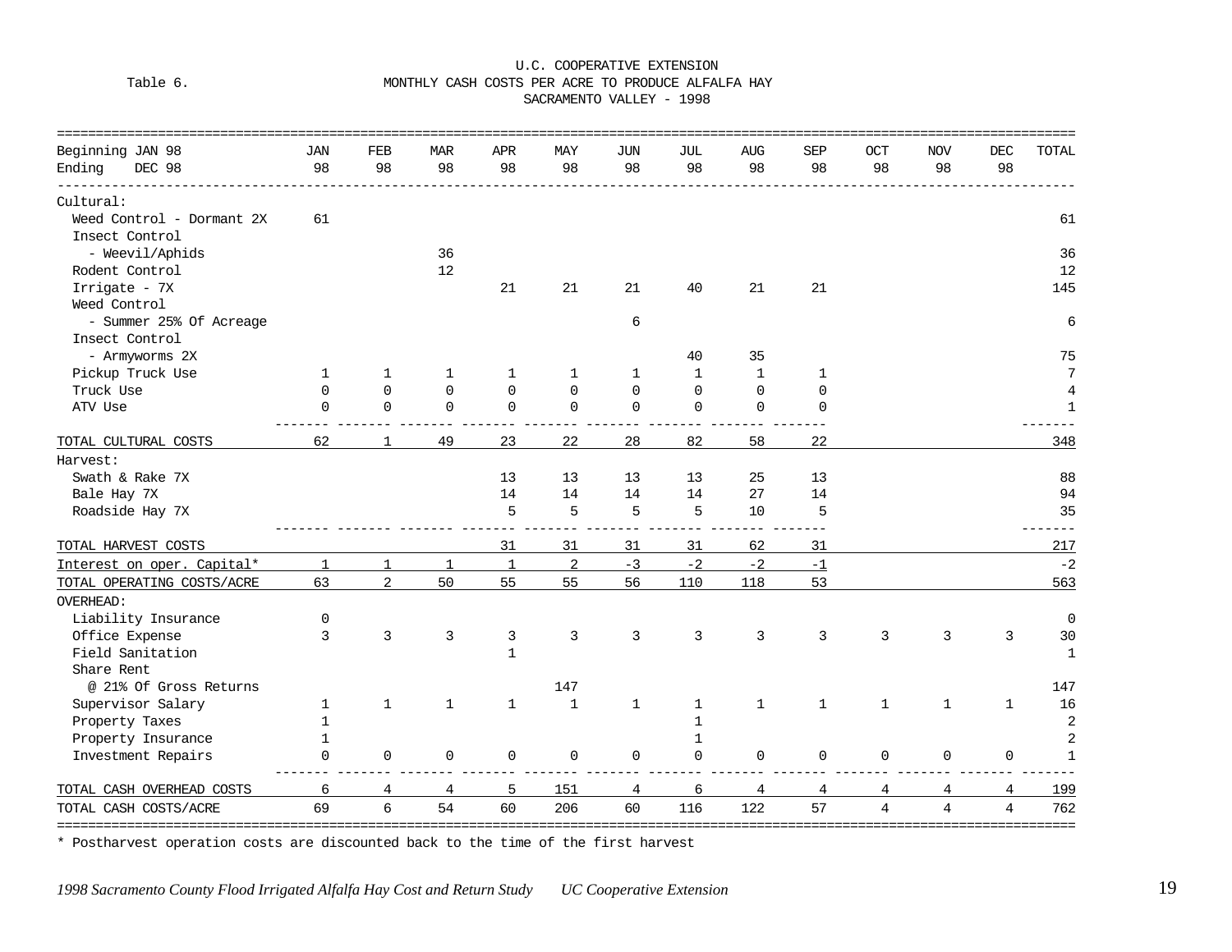U.C. COOPERATIVE EXTENSION

Table 6. MONTHLY CASH COSTS PER ACRE TO PRODUCE ALFALFA HAY

SACRAMENTO VALLEY - 1998

| Beginning JAN 98<br>Ending DEC 98 | JAN 98 | FEB 98 | MAR 98 | APR 98 | MAY 98 | JUN 98 | JUL 98 | AUG 98 | SEP 98 | OCT 98 | NOV 98 | DEC 98 | TOTAL |
|---|---|---|---|---|---|---|---|---|---|---|---|---|---|
| Cultural: | | | | | | | | | | | | | |
| Weed Control - Dormant 2X | 61 | | | | | | | | | | | | 61 |
| Insect Control - Weevil/Aphids | | | 36 | | | | | | | | | | 36 |
| Rodent Control | | | 12 | | | | | | | | | | 12 |
| Irrigate - 7X | | | | 21 | 21 | 21 | 40 | 21 | 21 | | | | 145 |
| Weed Control - Summer 25% Of Acreage | | | | | | 6 | | | | | | | 6 |
| Insect Control - Armyworms 2X | | | | | | | 40 | 35 | | | | | 75 |
| Pickup Truck Use | 1 | 1 | 1 | 1 | 1 | 1 | 1 | 1 | 1 | | | | 7 |
| Truck Use | 0 | 0 | 0 | 0 | 0 | 0 | 0 | 0 | 0 | | | | 4 |
| ATV Use | 0 | 0 | 0 | 0 | 0 | 0 | 0 | 0 | 0 | | | | 1 |
| TOTAL CULTURAL COSTS | 62 | 1 | 49 | 23 | 22 | 28 | 82 | 58 | 22 | | | | 348 |
| Harvest: | | | | | | | | | | | | | |
| Swath & Rake 7X | | | | 13 | 13 | 13 | 13 | 25 | 13 | | | | 88 |
| Bale Hay 7X | | | | 14 | 14 | 14 | 14 | 27 | 14 | | | | 94 |
| Roadside Hay 7X | | | | 5 | 5 | 5 | 5 | 10 | 5 | | | | 35 |
| TOTAL HARVEST COSTS | | | | 31 | 31 | 31 | 31 | 62 | 31 | | | | 217 |
| Interest on oper. Capital* | 1 | 1 | 1 | 1 | 2 | -3 | -2 | -2 | -1 | | | | -2 |
| TOTAL OPERATING COSTS/ACRE | 63 | 2 | 50 | 55 | 55 | 56 | 110 | 118 | 53 | | | | 563 |
| OVERHEAD: | | | | | | | | | | | | | |
| Liability Insurance | 0 | | | | | | | | | | | | 0 |
| Office Expense | 3 | 3 | 3 | 3 | 3 | 3 | 3 | 3 | 3 | 3 | 3 | 3 | 30 |
| Field Sanitation | | | | 1 | | | | | | | | | 1 |
| Share Rent @ 21% Of Gross Returns | | | | | 147 | | | | | | | | 147 |
| Supervisor Salary | 1 | 1 | 1 | 1 | 1 | 1 | 1 | 1 | 1 | 1 | 1 | 1 | 16 |
| Property Taxes | 1 | | | | | | 1 | | | | | | 2 |
| Property Insurance | 1 | | | | | | 1 | | | | | | 2 |
| Investment Repairs | 0 | 0 | 0 | 0 | 0 | 0 | 0 | 0 | 0 | 0 | 0 | 0 | 1 |
| TOTAL CASH OVERHEAD COSTS | 6 | 4 | 4 | 5 | 151 | 4 | 6 | 4 | 4 | 4 | 4 | 4 | 199 |
| TOTAL CASH COSTS/ACRE | 69 | 6 | 54 | 60 | 206 | 60 | 116 | 122 | 57 | 4 | 4 | 4 | 762 |

* Postharvest operation costs are discounted back to the time of the first harvest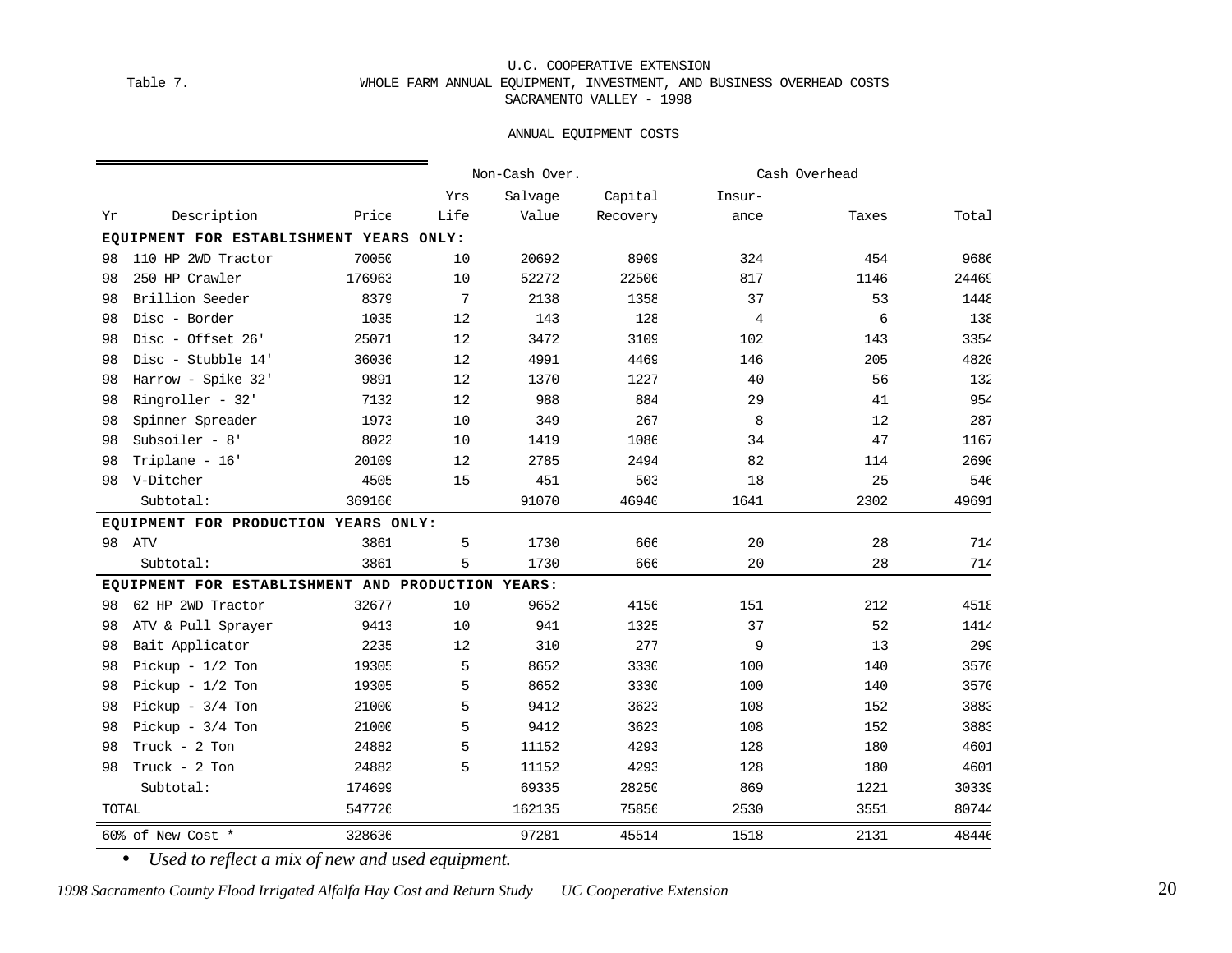U.C. COOPERATIVE EXTENSION

Table 7. WHOLE FARM ANNUAL EQUIPMENT, INVESTMENT, AND BUSINESS OVERHEAD COSTS

SACRAMENTO VALLEY - 1998

ANNUAL EQUIPMENT COSTS

| | | | | Non-Cash Over. | | Cash Overhead | | |
|---|---|---|---|---|---|---|---|---|
| | | | Yrs | Salvage | Capital | Insur- | | |
| Yr | Description | Price | Life | Value | Recovery | ance | Taxes | Total |
| **EQUIPMENT FOR ESTABLISHMENT YEARS ONLY:** | | | | | | | | |
| 98 | 110 HP 2WD Tractor | 70050 | 10 | 20692 | 8909 | 324 | 454 | 9686 |
| 98 | 250 HP Crawler | 176963 | 10 | 52272 | 22506 | 817 | 1146 | 24469 |
| 98 | Brillion Seeder | 8379 | 7 | 2138 | 1358 | 37 | 53 | 1448 |
| 98 | Disc - Border | 1035 | 12 | 143 | 128 | 4 | 6 | 138 |
| 98 | Disc - Offset 26' | 25071 | 12 | 3472 | 3109 | 102 | 143 | 3354 |
| 98 | Disc - Stubble 14' | 36036 | 12 | 4991 | 4469 | 146 | 205 | 4820 |
| 98 | Harrow - Spike 32' | 9891 | 12 | 1370 | 1227 | 40 | 56 | 132 |
| 98 | Ringroller - 32' | 7132 | 12 | 988 | 884 | 29 | 41 | 954 |
| 98 | Spinner Spreader | 1973 | 10 | 349 | 267 | 8 | 12 | 287 |
| 98 | Subsoiler - 8' | 8022 | 10 | 1419 | 1086 | 34 | 47 | 1167 |
| 98 | Triplane - 16' | 20109 | 12 | 2785 | 2494 | 82 | 114 | 2690 |
| 98 | V-Ditcher | 4505 | 15 | 451 | 503 | 18 | 25 | 546 |
| | Subtotal: | 369166 | | 91070 | 46940 | 1641 | 2302 | 49691 |
| **EQUIPMENT FOR PRODUCTION YEARS ONLY:** | | | | | | | | |
| 98 | ATV | 3861 | 5 | 1730 | 666 | 20 | 28 | 714 |
| | Subtotal: | 3861 | 5 | 1730 | 666 | 20 | 28 | 714 |
| **EQUIPMENT FOR ESTABLISHMENT AND PRODUCTION YEARS:** | | | | | | | | |
| 98 | 62 HP 2WD Tractor | 32677 | 10 | 9652 | 4156 | 151 | 212 | 4518 |
| 98 | ATV & Pull Sprayer | 9413 | 10 | 941 | 1325 | 37 | 52 | 1414 |
| 98 | Bait Applicator | 2235 | 12 | 310 | 277 | 9 | 13 | 299 |
| 98 | Pickup - 1/2 Ton | 19305 | 5 | 8652 | 3330 | 100 | 140 | 3570 |
| 98 | Pickup - 1/2 Ton | 19305 | 5 | 8652 | 3330 | 100 | 140 | 3570 |
| 98 | Pickup - 3/4 Ton | 21000 | 5 | 9412 | 3623 | 108 | 152 | 3883 |
| 98 | Pickup - 3/4 Ton | 21000 | 5 | 9412 | 3623 | 108 | 152 | 3883 |
| 98 | Truck - 2 Ton | 24882 | 5 | 11152 | 4293 | 128 | 180 | 4601 |
| 98 | Truck - 2 Ton | 24882 | 5 | 11152 | 4293 | 128 | 180 | 4601 |
| | Subtotal: | 174699 | | 69335 | 28250 | 869 | 1221 | 30339 |
| TOTAL | | 547726 | | 162135 | 75856 | 2530 | 3551 | 80744 |
| 60% of New Cost * | | 328636 | | 97281 | 45514 | 1518 | 2131 | 48446 |

- *Used to reflect a mix of new and used equipment.*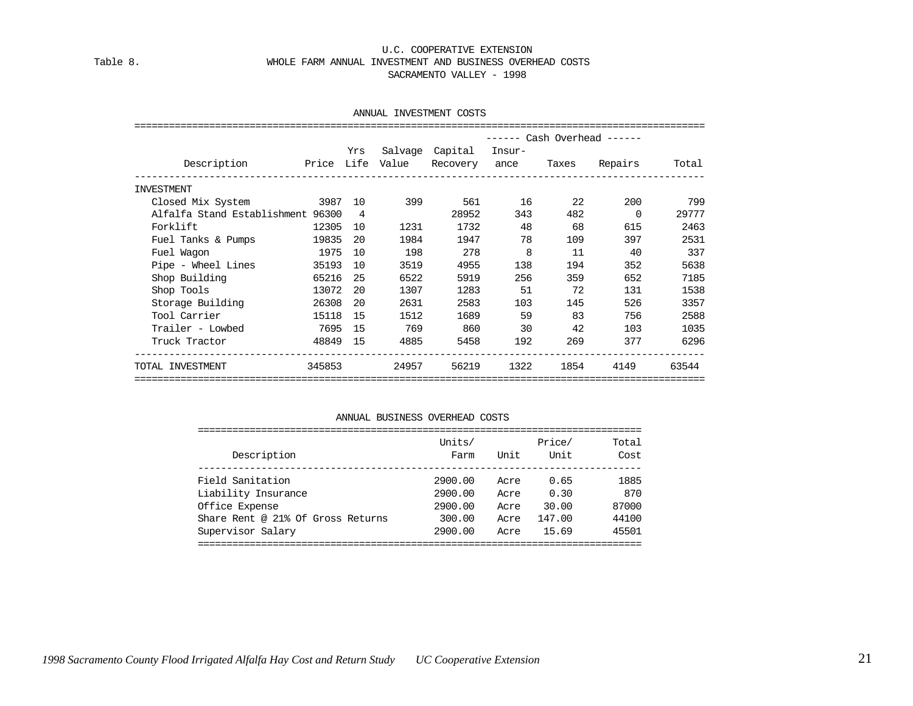U.C. COOPERATIVE EXTENSION

Table 8. WHOLE FARM ANNUAL INVESTMENT AND BUSINESS OVERHEAD COSTS

SACRAMENTO VALLEY - 1998

ANNUAL INVESTMENT COSTS

| Description | Price | Yrs Life | Salvage Value | Capital Recovery | Insur- ance | Taxes | Repairs | Total |
|---|---|---|---|---|---|---|---|---|
| | | | | | ------ Cash Overhead ------ | | | |
| INVESTMENT | | | | | | | | |
| Closed Mix System | 3987 | 10 | 399 | 561 | 16 | 22 | 200 | 799 |
| Alfalfa Stand Establishment | 96300 | 4 | | 28952 | 343 | 482 | 0 | 29777 |
| Forklift | 12305 | 10 | 1231 | 1732 | 48 | 68 | 615 | 2463 |
| Fuel Tanks & Pumps | 19835 | 20 | 1984 | 1947 | 78 | 109 | 397 | 2531 |
| Fuel Wagon | 1975 | 10 | 198 | 278 | 8 | 11 | 40 | 337 |
| Pipe - Wheel Lines | 35193 | 10 | 3519 | 4955 | 138 | 194 | 352 | 5638 |
| Shop Building | 65216 | 25 | 6522 | 5919 | 256 | 359 | 652 | 7185 |
| Shop Tools | 13072 | 20 | 1307 | 1283 | 51 | 72 | 131 | 1538 |
| Storage Building | 26308 | 20 | 2631 | 2583 | 103 | 145 | 526 | 3357 |
| Tool Carrier | 15118 | 15 | 1512 | 1689 | 59 | 83 | 756 | 2588 |
| Trailer - Lowbed | 7695 | 15 | 769 | 860 | 30 | 42 | 103 | 1035 |
| Truck Tractor | 48849 | 15 | 4885 | 5458 | 192 | 269 | 377 | 6296 |
| TOTAL INVESTMENT | 345853 | | 24957 | 56219 | 1322 | 1854 | 4149 | 63544 |

ANNUAL BUSINESS OVERHEAD COSTS

| Description | Units/ Farm | Unit | Price/ Unit | Total Cost |
|---|---|---|---|---|
| Field Sanitation | 2900.00 | Acre | 0.65 | 1885 |
| Liability Insurance | 2900.00 | Acre | 0.30 | 870 |
| Office Expense | 2900.00 | Acre | 30.00 | 87000 |
| Share Rent @ 21% Of Gross Returns | 300.00 | Acre | 147.00 | 44100 |
| Supervisor Salary | 2900.00 | Acre | 15.69 | 45501 |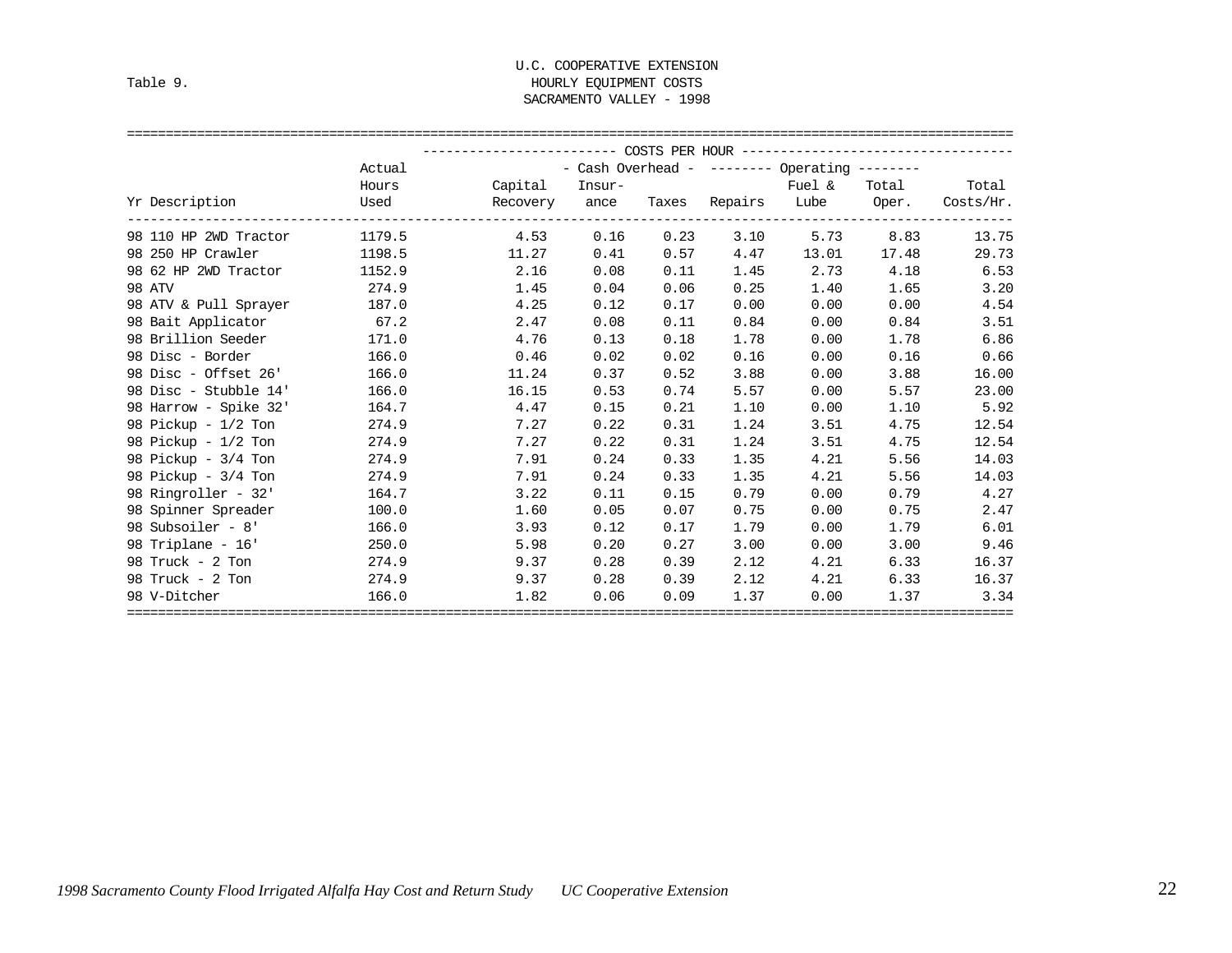Table 9.

# U.C. COOPERATIVE EXTENSION
## HOURLY EQUIPMENT COSTS
## SACRAMENTO VALLEY - 1998

| | | COSTS PER HOUR | | | | | | |
|---|---|---|---|---|---|---|---|---|
| | | | - Cash Overhead - | | -------- Operating -------- | | | |
| Yr Description | Actual Hours Used | Capital Recovery | Insur-ance | Taxes | Repairs | Fuel & Lube | Total Oper. | Total Costs/Hr. |
| 98 110 HP 2WD Tractor | 1179.5 | 4.53 | 0.16 | 0.23 | 3.10 | 5.73 | 8.83 | 13.75 |
| 98 250 HP Crawler | 1198.5 | 11.27 | 0.41 | 0.57 | 4.47 | 13.01 | 17.48 | 29.73 |
| 98 62 HP 2WD Tractor | 1152.9 | 2.16 | 0.08 | 0.11 | 1.45 | 2.73 | 4.18 | 6.53 |
| 98 ATV | 274.9 | 1.45 | 0.04 | 0.06 | 0.25 | 1.40 | 1.65 | 3.20 |
| 98 ATV & Pull Sprayer | 187.0 | 4.25 | 0.12 | 0.17 | 0.00 | 0.00 | 0.00 | 4.54 |
| 98 Bait Applicator | 67.2 | 2.47 | 0.08 | 0.11 | 0.84 | 0.00 | 0.84 | 3.51 |
| 98 Brillion Seeder | 171.0 | 4.76 | 0.13 | 0.18 | 1.78 | 0.00 | 1.78 | 6.86 |
| 98 Disc - Border | 166.0 | 0.46 | 0.02 | 0.02 | 0.16 | 0.00 | 0.16 | 0.66 |
| 98 Disc - Offset 26' | 166.0 | 11.24 | 0.37 | 0.52 | 3.88 | 0.00 | 3.88 | 16.00 |
| 98 Disc - Stubble 14' | 166.0 | 16.15 | 0.53 | 0.74 | 5.57 | 0.00 | 5.57 | 23.00 |
| 98 Harrow - Spike 32' | 164.7 | 4.47 | 0.15 | 0.21 | 1.10 | 0.00 | 1.10 | 5.92 |
| 98 Pickup - 1/2 Ton | 274.9 | 7.27 | 0.22 | 0.31 | 1.24 | 3.51 | 4.75 | 12.54 |
| 98 Pickup - 1/2 Ton | 274.9 | 7.27 | 0.22 | 0.31 | 1.24 | 3.51 | 4.75 | 12.54 |
| 98 Pickup - 3/4 Ton | 274.9 | 7.91 | 0.24 | 0.33 | 1.35 | 4.21 | 5.56 | 14.03 |
| 98 Pickup - 3/4 Ton | 274.9 | 7.91 | 0.24 | 0.33 | 1.35 | 4.21 | 5.56 | 14.03 |
| 98 Ringroller - 32' | 164.7 | 3.22 | 0.11 | 0.15 | 0.79 | 0.00 | 0.79 | 4.27 |
| 98 Spinner Spreader | 100.0 | 1.60 | 0.05 | 0.07 | 0.75 | 0.00 | 0.75 | 2.47 |
| 98 Subsoiler - 8' | 166.0 | 3.93 | 0.12 | 0.17 | 1.79 | 0.00 | 1.79 | 6.01 |
| 98 Triplane - 16' | 250.0 | 5.98 | 0.20 | 0.27 | 3.00 | 0.00 | 3.00 | 9.46 |
| 98 Truck - 2 Ton | 274.9 | 9.37 | 0.28 | 0.39 | 2.12 | 4.21 | 6.33 | 16.37 |
| 98 Truck - 2 Ton | 274.9 | 9.37 | 0.28 | 0.39 | 2.12 | 4.21 | 6.33 | 16.37 |
| 98 V-Ditcher | 166.0 | 1.82 | 0.06 | 0.09 | 1.37 | 0.00 | 1.37 | 3.34 |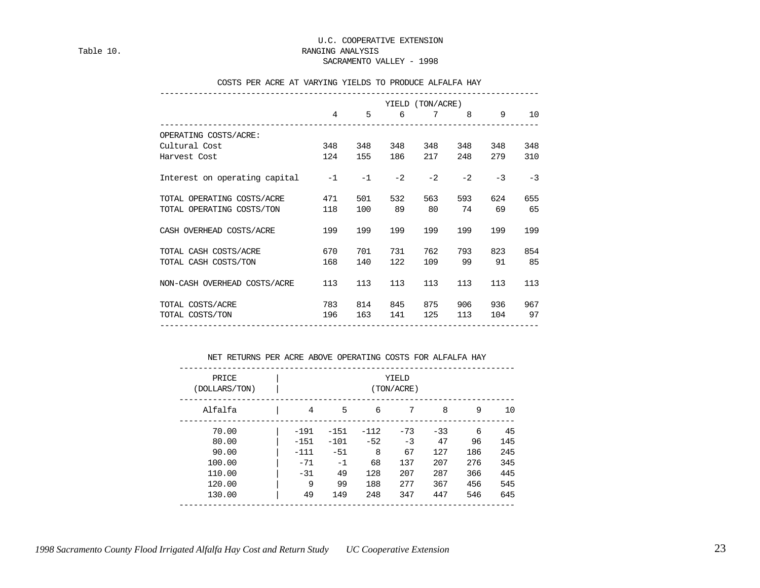U.C. COOPERATIVE EXTENSION

Table 10. RANGING ANALYSIS

SACRAMENTO VALLEY - 1998

COSTS PER ACRE AT VARYING YIELDS TO PRODUCE ALFALFA HAY

| | YIELD (TON/ACRE) | | | | | | |
|---|---|---|---|---|---|---|---|
| | 4 | 5 | 6 | 7 | 8 | 9 | 10 |
| OPERATING COSTS/ACRE: | | | | | | | |
| Cultural Cost | 348 | 348 | 348 | 348 | 348 | 348 | 348 |
| Harvest Cost | 124 | 155 | 186 | 217 | 248 | 279 | 310 |
| Interest on operating capital | -1 | -1 | -2 | -2 | -2 | -3 | -3 |
| TOTAL OPERATING COSTS/ACRE | 471 | 501 | 532 | 563 | 593 | 624 | 655 |
| TOTAL OPERATING COSTS/TON | 118 | 100 | 89 | 80 | 74 | 69 | 65 |
| CASH OVERHEAD COSTS/ACRE | 199 | 199 | 199 | 199 | 199 | 199 | 199 |
| TOTAL CASH COSTS/ACRE | 670 | 701 | 731 | 762 | 793 | 823 | 854 |
| TOTAL CASH COSTS/TON | 168 | 140 | 122 | 109 | 99 | 91 | 85 |
| NON-CASH OVERHEAD COSTS/ACRE | 113 | 113 | 113 | 113 | 113 | 113 | 113 |
| TOTAL COSTS/ACRE | 783 | 814 | 845 | 875 | 906 | 936 | 967 |
| TOTAL COSTS/TON | 196 | 163 | 141 | 125 | 113 | 104 | 97 |

NET RETURNS PER ACRE ABOVE OPERATING COSTS FOR ALFALFA HAY

| PRICE (DOLLARS/TON) | YIELD (TON/ACRE) | | | | | | |
|---|---|---|---|---|---|---|---|
| Alfalfa | 4 | 5 | 6 | 7 | 8 | 9 | 10 |
| 70.00 | -191 | -151 | -112 | -73 | -33 | 6 | 45 |
| 80.00 | -151 | -101 | -52 | -3 | 47 | 96 | 145 |
| 90.00 | -111 | -51 | 8 | 67 | 127 | 186 | 245 |
| 100.00 | -71 | -1 | 68 | 137 | 207 | 276 | 345 |
| 110.00 | -31 | 49 | 128 | 207 | 287 | 366 | 445 |
| 120.00 | 9 | 99 | 188 | 277 | 367 | 456 | 545 |
| 130.00 | 49 | 149 | 248 | 347 | 447 | 546 | 645 |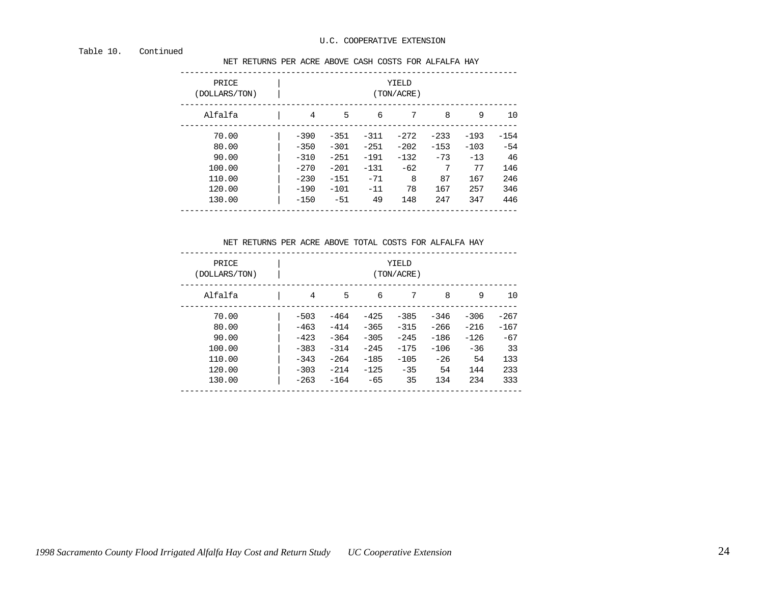U.C. COOPERATIVE EXTENSION

Table 10. Continued

NET RETURNS PER ACRE ABOVE CASH COSTS FOR ALFALFA HAY

| PRICE (DOLLARS/TON) | YIELD (TON/ACRE) | | | | | | |
|---|---|---|---|---|---|---|---|
| Alfalfa | 4 | 5 | 6 | 7 | 8 | 9 | 10 |
| 70.00 | -390 | -351 | -311 | -272 | -233 | -193 | -154 |
| 80.00 | -350 | -301 | -251 | -202 | -153 | -103 | -54 |
| 90.00 | -310 | -251 | -191 | -132 | -73 | -13 | 46 |
| 100.00 | -270 | -201 | -131 | -62 | 7 | 77 | 146 |
| 110.00 | -230 | -151 | -71 | 8 | 87 | 167 | 246 |
| 120.00 | -190 | -101 | -11 | 78 | 167 | 257 | 346 |
| 130.00 | -150 | -51 | 49 | 148 | 247 | 347 | 446 |

NET RETURNS PER ACRE ABOVE TOTAL COSTS FOR ALFALFA HAY

| PRICE (DOLLARS/TON) | YIELD (TON/ACRE) | | | | | | |
|---|---|---|---|---|---|---|---|
| Alfalfa | 4 | 5 | 6 | 7 | 8 | 9 | 10 |
| 70.00 | -503 | -464 | -425 | -385 | -346 | -306 | -267 |
| 80.00 | -463 | -414 | -365 | -315 | -266 | -216 | -167 |
| 90.00 | -423 | -364 | -305 | -245 | -186 | -126 | -67 |
| 100.00 | -383 | -314 | -245 | -175 | -106 | -36 | 33 |
| 110.00 | -343 | -264 | -185 | -105 | -26 | 54 | 133 |
| 120.00 | -303 | -214 | -125 | -35 | 54 | 144 | 233 |
| 130.00 | -263 | -164 | -65 | 35 | 134 | 234 | 333 |